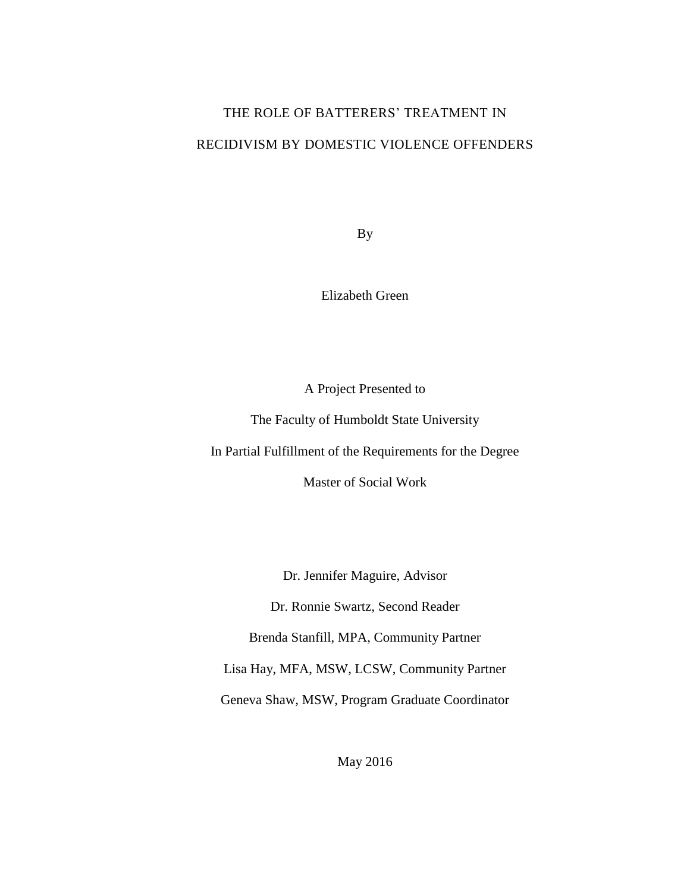# THE ROLE OF BATTERERS' TREATMENT IN RECIDIVISM BY DOMESTIC VIOLENCE OFFENDERS

By

Elizabeth Green

A Project Presented to

The Faculty of Humboldt State University

In Partial Fulfillment of the Requirements for the Degree

Master of Social Work

Dr. Jennifer Maguire, Advisor

Dr. Ronnie Swartz, Second Reader

Brenda Stanfill, MPA, Community Partner

Lisa Hay, MFA, MSW, LCSW, Community Partner

Geneva Shaw, MSW, Program Graduate Coordinator

May 2016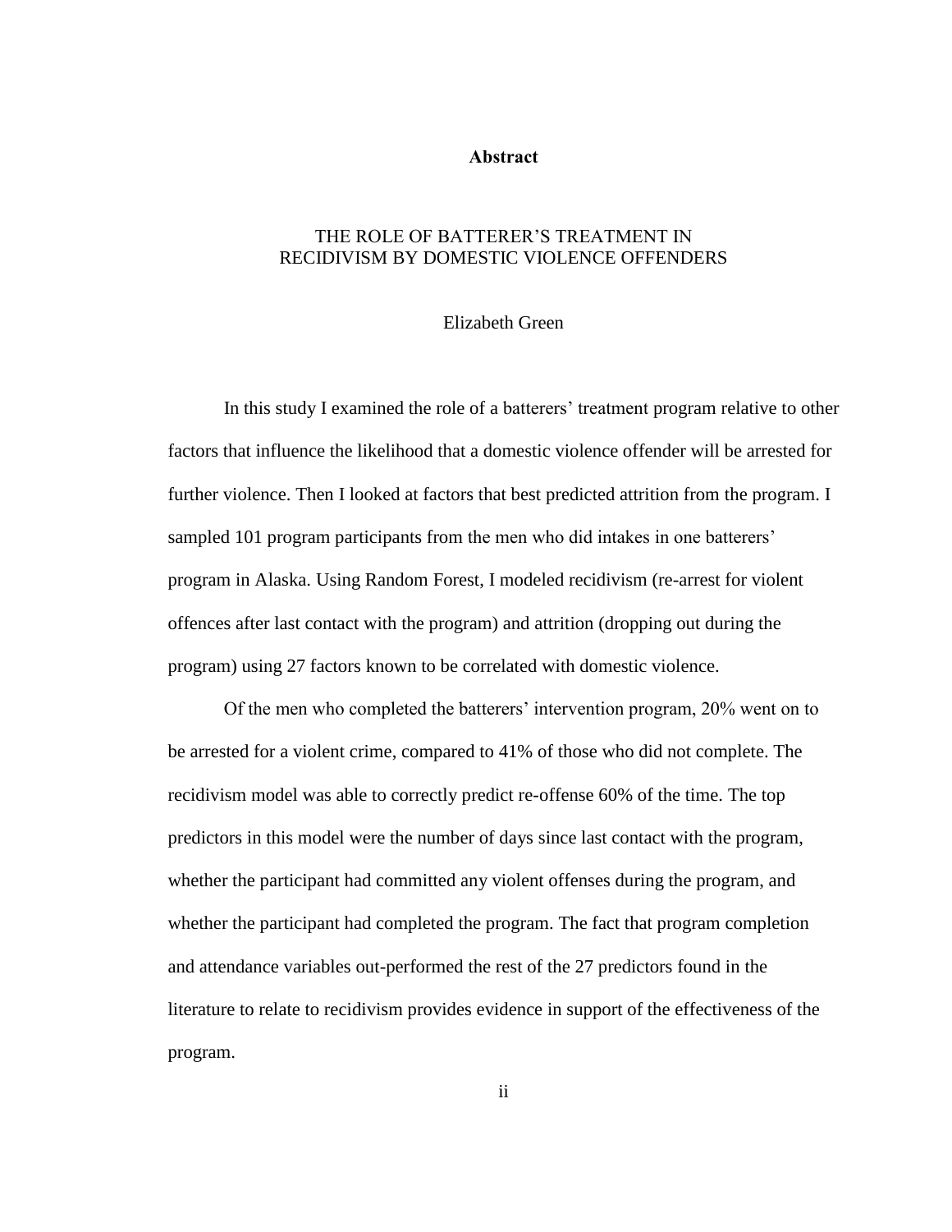# Abstract

## THE ROLE OF BATTERER'S TREATMENT IN RECIDIVISM BY DOMESTIC VIOLENCE OFFENDERS

Elizabeth Green

In this study I examined the role of a batterers' treatment program relative to other factors that influence the likelihood that a domestic violence offender will be arrested for further violence. Then I looked at factors that best predicted attrition from the program. I sampled 101 program participants from the men who did intakes in one batterers' program in Alaska. Using Random Forest, I modeled recidivism (re-arrest for violent offences after last contact with the program) and attrition (dropping out during the program) using 27 factors known to be correlated with domestic violence.

Of the men who completed the batterers' intervention program, 20% went on to be arrested for a violent crime, compared to 41% of those who did not complete. The recidivism model was able to correctly predict re-offense 60% of the time. The top predictors in this model were the number of days since last contact with the program, whether the participant had committed any violent offenses during the program, and whether the participant had completed the program. The fact that program completion and attendance variables out-performed the rest of the 27 predictors found in the literature to relate to recidivism provides evidence in support of the effectiveness of the program.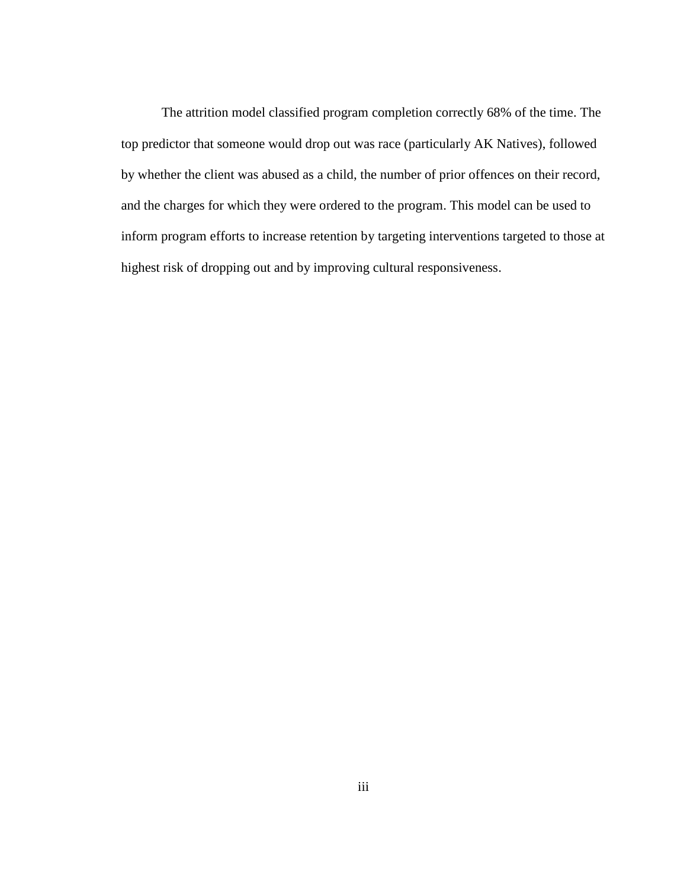The attrition model classified program completion correctly 68% of the time. The top predictor that someone would drop out was race (particularly AK Natives), followed by whether the client was abused as a child, the number of prior offences on their record, and the charges for which they were ordered to the program. This model can be used to inform program efforts to increase retention by targeting interventions targeted to those at highest risk of dropping out and by improving cultural responsiveness.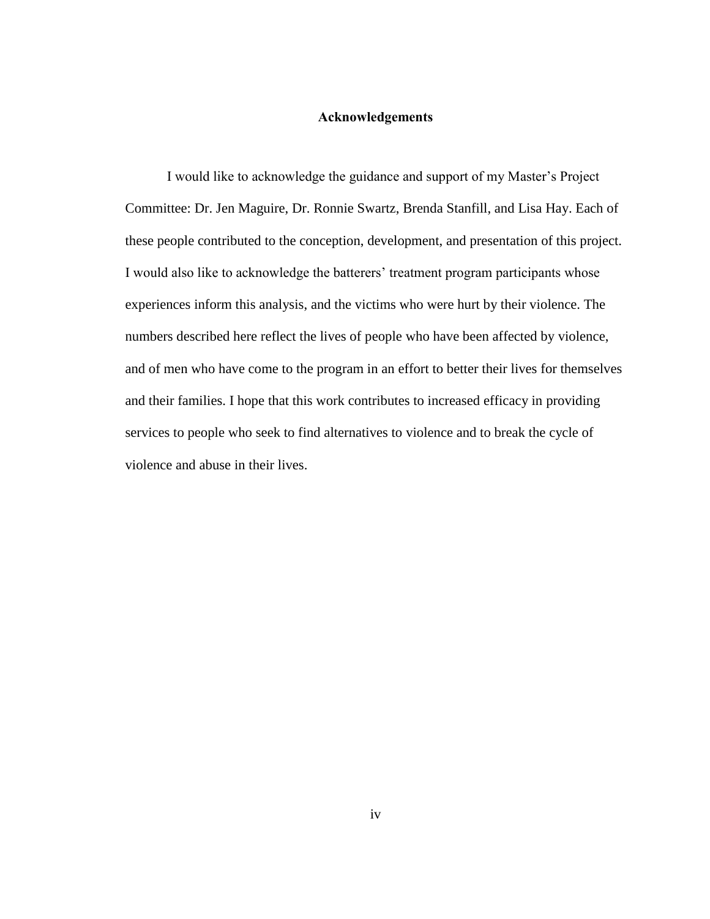## Acknowledgements

I would like to acknowledge the guidance and support of my Master's Project Committee: Dr. Jen Maguire, Dr. Ronnie Swartz, Brenda Stanfill, and Lisa Hay. Each of these people contributed to the conception, development, and presentation of this project. I would also like to acknowledge the batterers' treatment program participants whose experiences inform this analysis, and the victims who were hurt by their violence. The numbers described here reflect the lives of people who have been affected by violence, and of men who have come to the program in an effort to better their lives for themselves and their families. I hope that this work contributes to increased efficacy in providing services to people who seek to find alternatives to violence and to break the cycle of violence and abuse in their lives.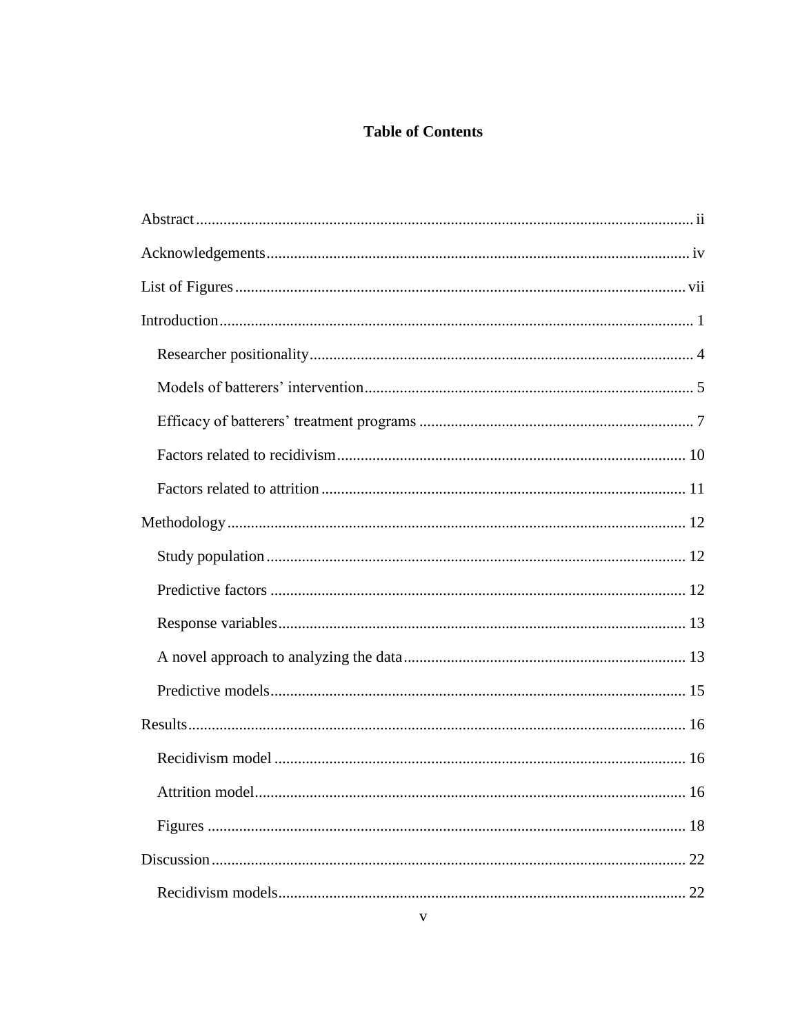# Table of Contents

Abstract ..... ii

Acknowledgements ..... iv

List of Figures ..... vii

Introduction ..... 1

- Researcher positionality ..... 4
- Models of batterers' intervention ..... 5
- Efficacy of batterers' treatment programs ..... 7
- Factors related to recidivism ..... 10
- Factors related to attrition ..... 11

Methodology ..... 12

- Study population ..... 12
- Predictive factors ..... 12
- Response variables ..... 13
- A novel approach to analyzing the data ..... 13
- Predictive models ..... 15

Results ..... 16

- Recidivism model ..... 16
- Attrition model ..... 16
- Figures ..... 18

Discussion ..... 22

- Recidivism models ..... 22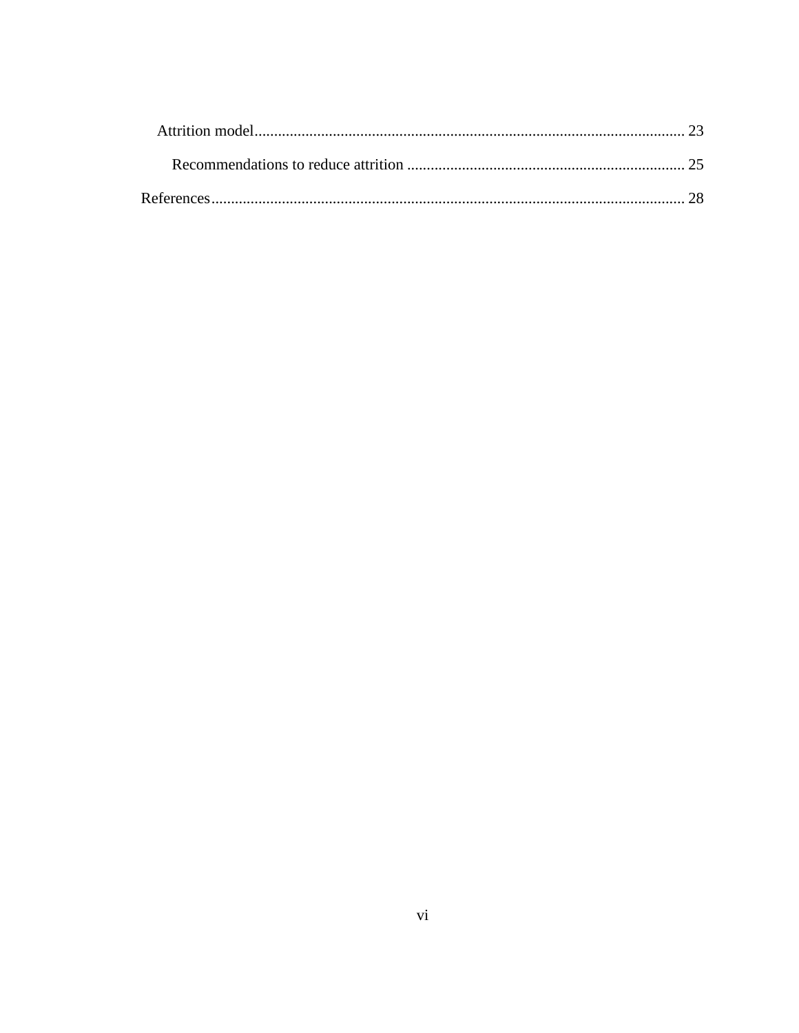Attrition model ........................................................................................................ 23

Recommendations to reduce attrition ....................................................................... 25

References ........................................................................................................................ 28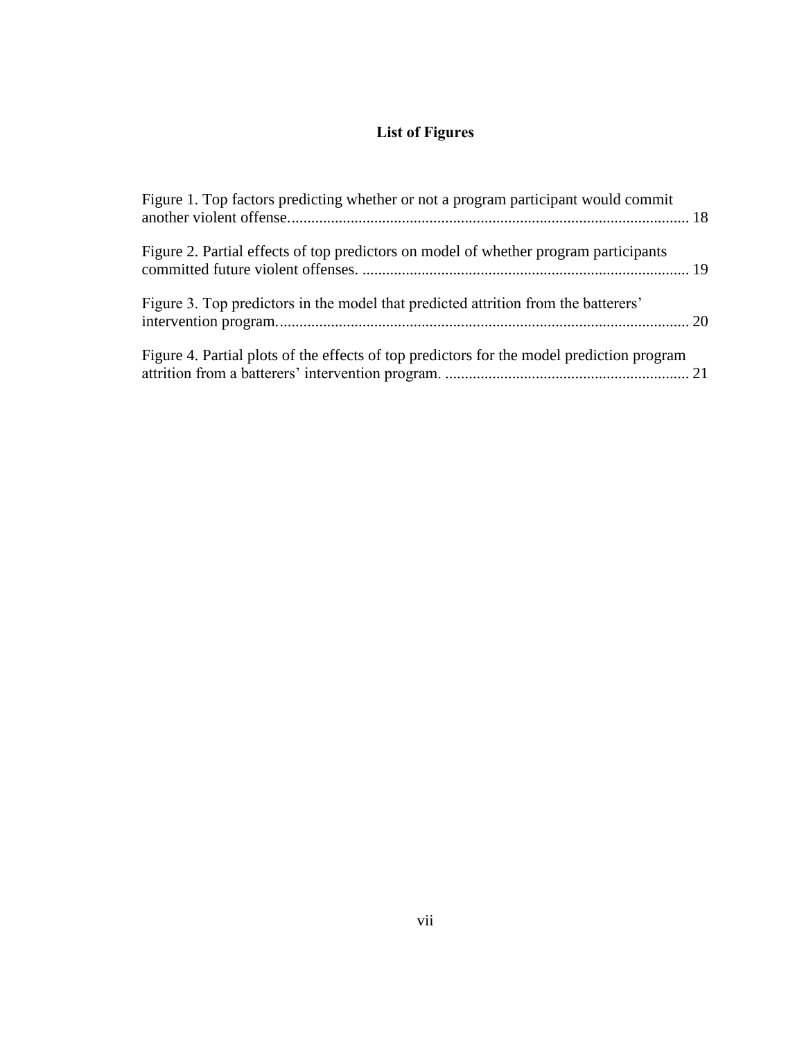# List of Figures

Figure 1. Top factors predicting whether or not a program participant would commit another violent offense. 18

Figure 2. Partial effects of top predictors on model of whether program participants committed future violent offenses. 19

Figure 3. Top predictors in the model that predicted attrition from the batterers' intervention program. 20

Figure 4. Partial plots of the effects of top predictors for the model prediction program attrition from a batterers' intervention program. 21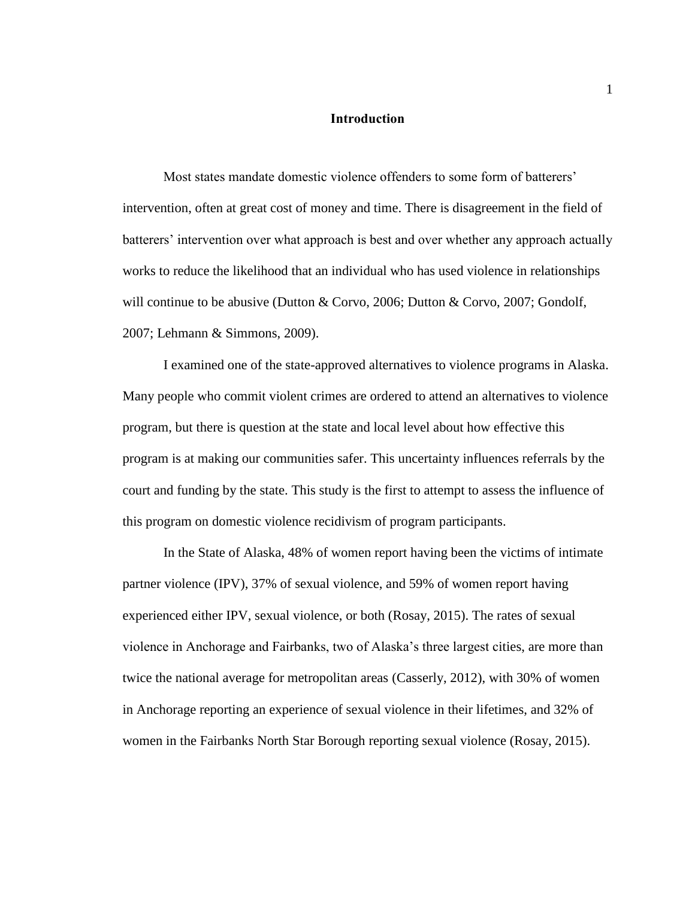# Introduction

Most states mandate domestic violence offenders to some form of batterers' intervention, often at great cost of money and time. There is disagreement in the field of batterers' intervention over what approach is best and over whether any approach actually works to reduce the likelihood that an individual who has used violence in relationships will continue to be abusive (Dutton & Corvo, 2006; Dutton & Corvo, 2007; Gondolf, 2007; Lehmann & Simmons, 2009).

I examined one of the state-approved alternatives to violence programs in Alaska. Many people who commit violent crimes are ordered to attend an alternatives to violence program, but there is question at the state and local level about how effective this program is at making our communities safer. This uncertainty influences referrals by the court and funding by the state. This study is the first to attempt to assess the influence of this program on domestic violence recidivism of program participants.

In the State of Alaska, 48% of women report having been the victims of intimate partner violence (IPV), 37% of sexual violence, and 59% of women report having experienced either IPV, sexual violence, or both (Rosay, 2015). The rates of sexual violence in Anchorage and Fairbanks, two of Alaska's three largest cities, are more than twice the national average for metropolitan areas (Casserly, 2012), with 30% of women in Anchorage reporting an experience of sexual violence in their lifetimes, and 32% of women in the Fairbanks North Star Borough reporting sexual violence (Rosay, 2015).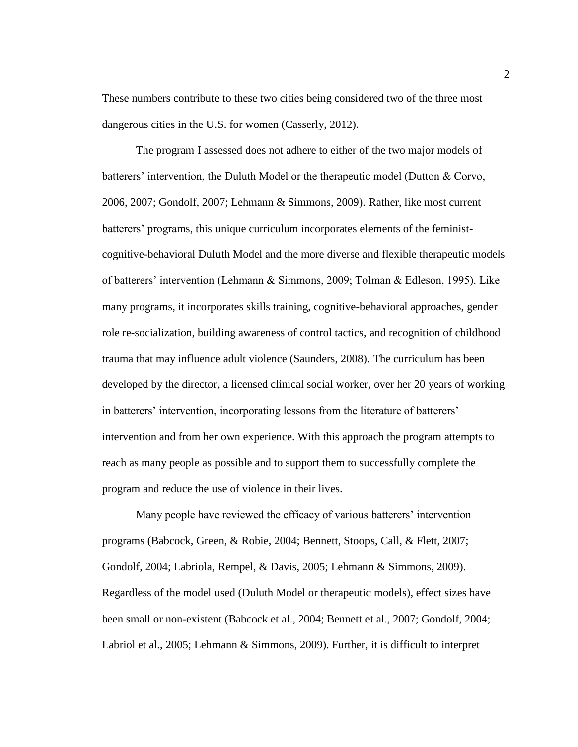These numbers contribute to these two cities being considered two of the three most dangerous cities in the U.S. for women (Casserly, 2012).

The program I assessed does not adhere to either of the two major models of batterers' intervention, the Duluth Model or the therapeutic model (Dutton & Corvo, 2006, 2007; Gondolf, 2007; Lehmann & Simmons, 2009). Rather, like most current batterers' programs, this unique curriculum incorporates elements of the feminist-cognitive-behavioral Duluth Model and the more diverse and flexible therapeutic models of batterers' intervention (Lehmann & Simmons, 2009; Tolman & Edleson, 1995). Like many programs, it incorporates skills training, cognitive-behavioral approaches, gender role re-socialization, building awareness of control tactics, and recognition of childhood trauma that may influence adult violence (Saunders, 2008). The curriculum has been developed by the director, a licensed clinical social worker, over her 20 years of working in batterers' intervention, incorporating lessons from the literature of batterers' intervention and from her own experience. With this approach the program attempts to reach as many people as possible and to support them to successfully complete the program and reduce the use of violence in their lives.

Many people have reviewed the efficacy of various batterers' intervention programs (Babcock, Green, & Robie, 2004; Bennett, Stoops, Call, & Flett, 2007; Gondolf, 2004; Labriola, Rempel, & Davis, 2005; Lehmann & Simmons, 2009). Regardless of the model used (Duluth Model or therapeutic models), effect sizes have been small or non-existent (Babcock et al., 2004; Bennett et al., 2007; Gondolf, 2004; Labriol et al., 2005; Lehmann & Simmons, 2009). Further, it is difficult to interpret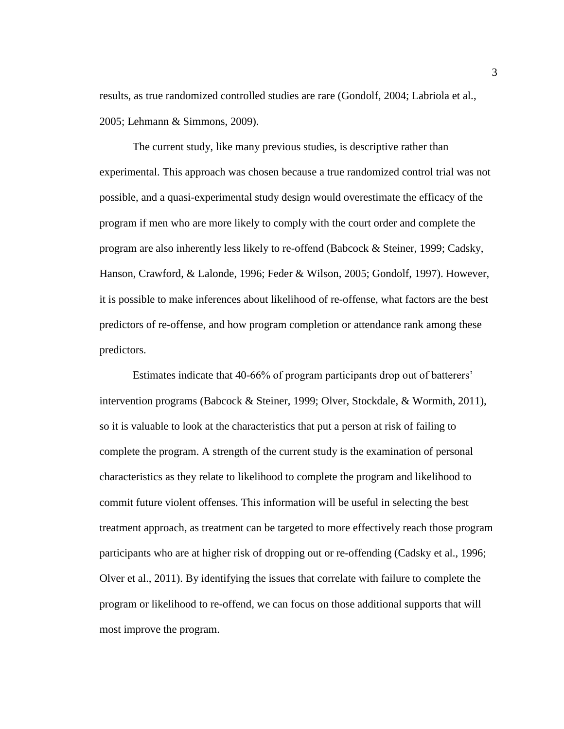results, as true randomized controlled studies are rare (Gondolf, 2004; Labriola et al., 2005; Lehmann & Simmons, 2009).

The current study, like many previous studies, is descriptive rather than experimental. This approach was chosen because a true randomized control trial was not possible, and a quasi-experimental study design would overestimate the efficacy of the program if men who are more likely to comply with the court order and complete the program are also inherently less likely to re-offend (Babcock & Steiner, 1999; Cadsky, Hanson, Crawford, & Lalonde, 1996; Feder & Wilson, 2005; Gondolf, 1997). However, it is possible to make inferences about likelihood of re-offense, what factors are the best predictors of re-offense, and how program completion or attendance rank among these predictors.

Estimates indicate that 40-66% of program participants drop out of batterers' intervention programs (Babcock & Steiner, 1999; Olver, Stockdale, & Wormith, 2011), so it is valuable to look at the characteristics that put a person at risk of failing to complete the program. A strength of the current study is the examination of personal characteristics as they relate to likelihood to complete the program and likelihood to commit future violent offenses. This information will be useful in selecting the best treatment approach, as treatment can be targeted to more effectively reach those program participants who are at higher risk of dropping out or re-offending (Cadsky et al., 1996; Olver et al., 2011). By identifying the issues that correlate with failure to complete the program or likelihood to re-offend, we can focus on those additional supports that will most improve the program.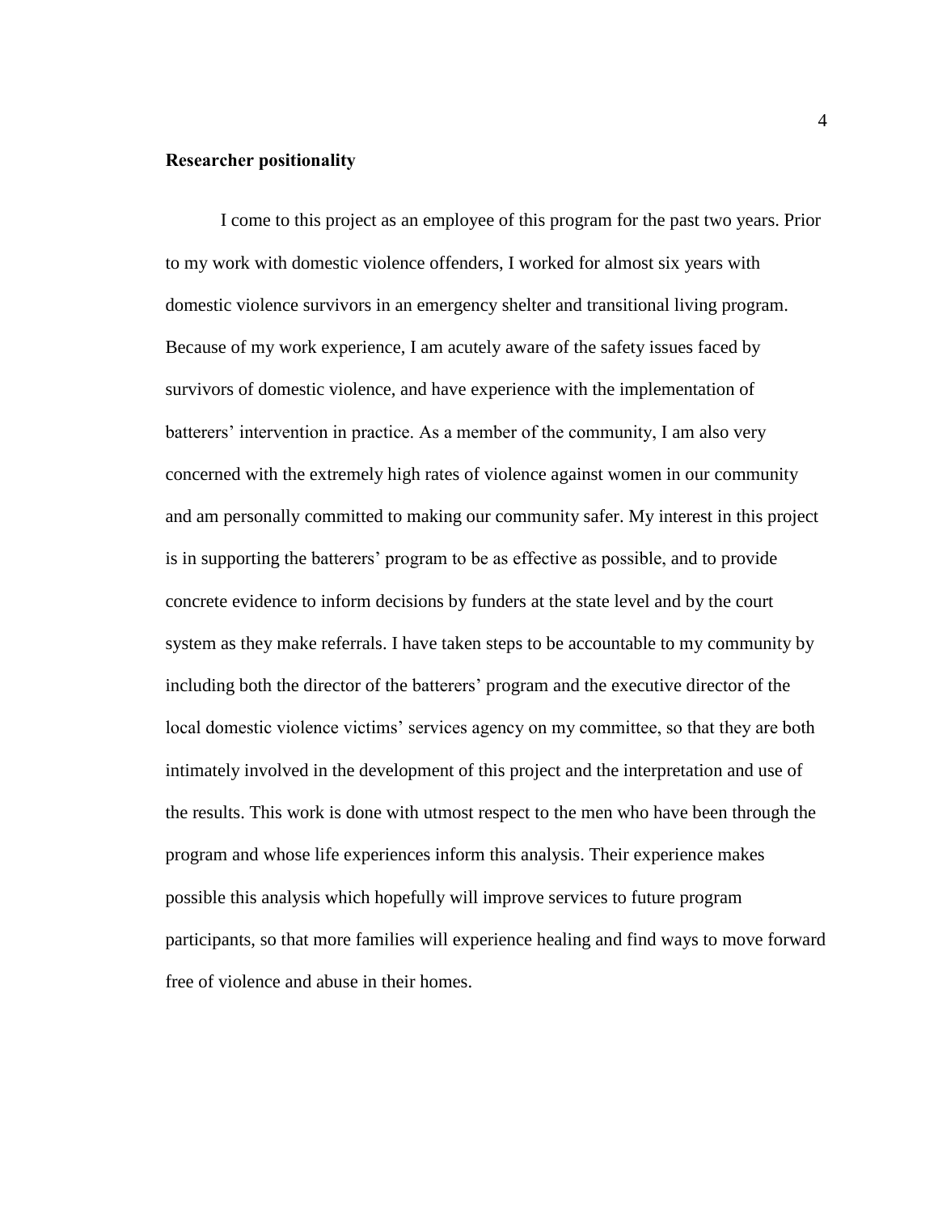**Researcher positionality**

I come to this project as an employee of this program for the past two years. Prior to my work with domestic violence offenders, I worked for almost six years with domestic violence survivors in an emergency shelter and transitional living program. Because of my work experience, I am acutely aware of the safety issues faced by survivors of domestic violence, and have experience with the implementation of batterers' intervention in practice. As a member of the community, I am also very concerned with the extremely high rates of violence against women in our community and am personally committed to making our community safer. My interest in this project is in supporting the batterers' program to be as effective as possible, and to provide concrete evidence to inform decisions by funders at the state level and by the court system as they make referrals. I have taken steps to be accountable to my community by including both the director of the batterers' program and the executive director of the local domestic violence victims' services agency on my committee, so that they are both intimately involved in the development of this project and the interpretation and use of the results. This work is done with utmost respect to the men who have been through the program and whose life experiences inform this analysis. Their experience makes possible this analysis which hopefully will improve services to future program participants, so that more families will experience healing and find ways to move forward free of violence and abuse in their homes.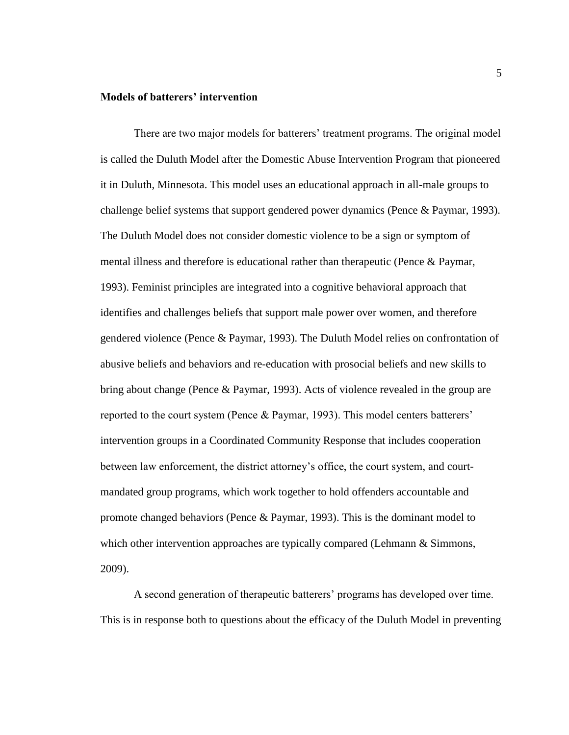**Models of batterers' intervention**

There are two major models for batterers' treatment programs. The original model is called the Duluth Model after the Domestic Abuse Intervention Program that pioneered it in Duluth, Minnesota. This model uses an educational approach in all-male groups to challenge belief systems that support gendered power dynamics (Pence & Paymar, 1993). The Duluth Model does not consider domestic violence to be a sign or symptom of mental illness and therefore is educational rather than therapeutic (Pence & Paymar, 1993). Feminist principles are integrated into a cognitive behavioral approach that identifies and challenges beliefs that support male power over women, and therefore gendered violence (Pence & Paymar, 1993). The Duluth Model relies on confrontation of abusive beliefs and behaviors and re-education with prosocial beliefs and new skills to bring about change (Pence & Paymar, 1993). Acts of violence revealed in the group are reported to the court system (Pence & Paymar, 1993). This model centers batterers' intervention groups in a Coordinated Community Response that includes cooperation between law enforcement, the district attorney's office, the court system, and court-mandated group programs, which work together to hold offenders accountable and promote changed behaviors (Pence & Paymar, 1993). This is the dominant model to which other intervention approaches are typically compared (Lehmann & Simmons, 2009).

A second generation of therapeutic batterers' programs has developed over time. This is in response both to questions about the efficacy of the Duluth Model in preventing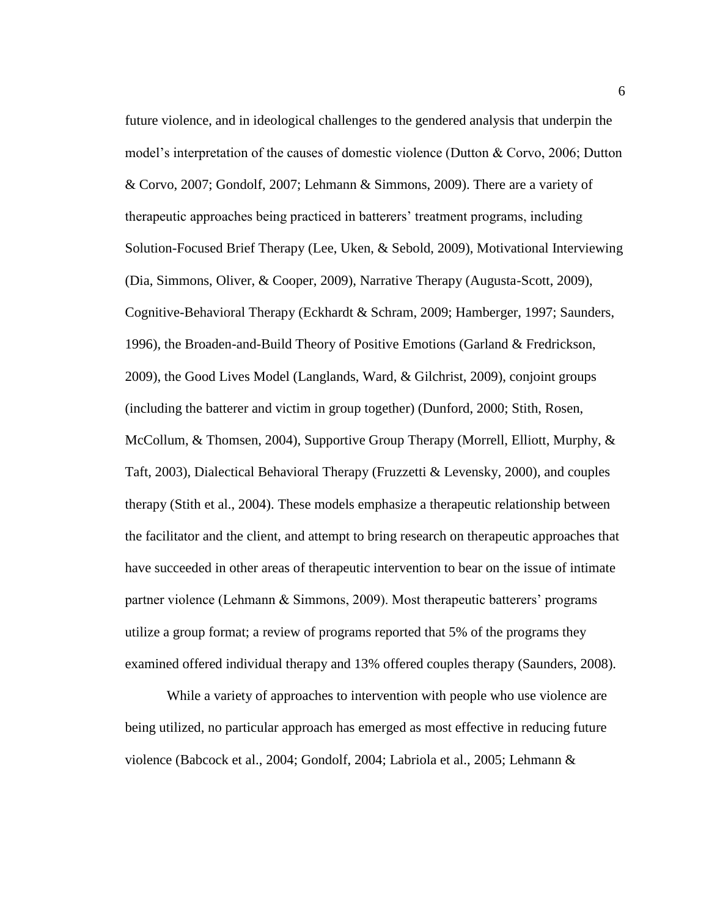future violence, and in ideological challenges to the gendered analysis that underpin the model's interpretation of the causes of domestic violence (Dutton & Corvo, 2006; Dutton & Corvo, 2007; Gondolf, 2007; Lehmann & Simmons, 2009). There are a variety of therapeutic approaches being practiced in batterers' treatment programs, including Solution-Focused Brief Therapy (Lee, Uken, & Sebold, 2009), Motivational Interviewing (Dia, Simmons, Oliver, & Cooper, 2009), Narrative Therapy (Augusta-Scott, 2009), Cognitive-Behavioral Therapy (Eckhardt & Schram, 2009; Hamberger, 1997; Saunders, 1996), the Broaden-and-Build Theory of Positive Emotions (Garland & Fredrickson, 2009), the Good Lives Model (Langlands, Ward, & Gilchrist, 2009), conjoint groups (including the batterer and victim in group together) (Dunford, 2000; Stith, Rosen, McCollum, & Thomsen, 2004), Supportive Group Therapy (Morrell, Elliott, Murphy, & Taft, 2003), Dialectical Behavioral Therapy (Fruzzetti & Levensky, 2000), and couples therapy (Stith et al., 2004). These models emphasize a therapeutic relationship between the facilitator and the client, and attempt to bring research on therapeutic approaches that have succeeded in other areas of therapeutic intervention to bear on the issue of intimate partner violence (Lehmann & Simmons, 2009). Most therapeutic batterers' programs utilize a group format; a review of programs reported that 5% of the programs they examined offered individual therapy and 13% offered couples therapy (Saunders, 2008).

While a variety of approaches to intervention with people who use violence are being utilized, no particular approach has emerged as most effective in reducing future violence (Babcock et al., 2004; Gondolf, 2004; Labriola et al., 2005; Lehmann &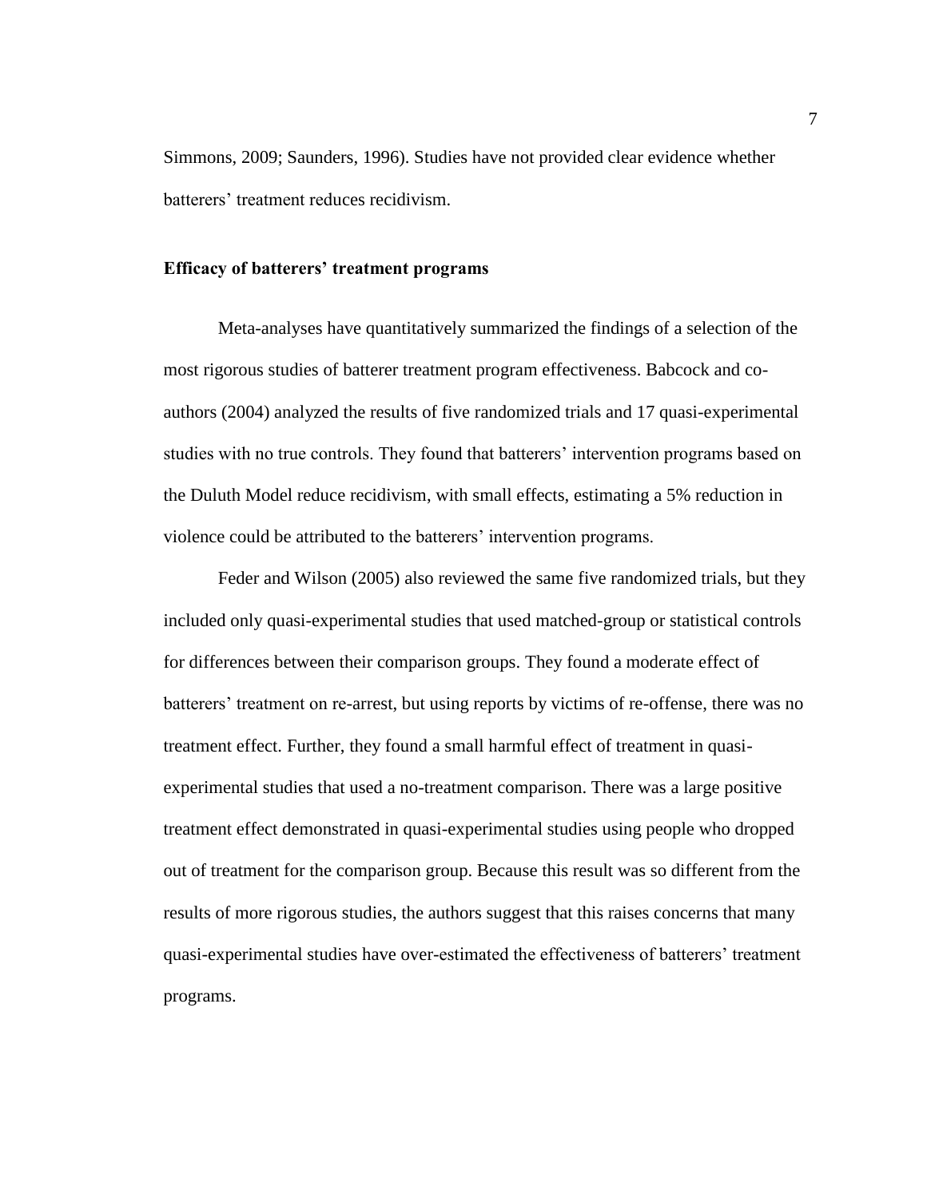Simmons, 2009; Saunders, 1996). Studies have not provided clear evidence whether batterers' treatment reduces recidivism.

### Efficacy of batterers' treatment programs

Meta-analyses have quantitatively summarized the findings of a selection of the most rigorous studies of batterer treatment program effectiveness. Babcock and co-authors (2004) analyzed the results of five randomized trials and 17 quasi-experimental studies with no true controls. They found that batterers' intervention programs based on the Duluth Model reduce recidivism, with small effects, estimating a 5% reduction in violence could be attributed to the batterers' intervention programs.

Feder and Wilson (2005) also reviewed the same five randomized trials, but they included only quasi-experimental studies that used matched-group or statistical controls for differences between their comparison groups. They found a moderate effect of batterers' treatment on re-arrest, but using reports by victims of re-offense, there was no treatment effect. Further, they found a small harmful effect of treatment in quasi-experimental studies that used a no-treatment comparison. There was a large positive treatment effect demonstrated in quasi-experimental studies using people who dropped out of treatment for the comparison group. Because this result was so different from the results of more rigorous studies, the authors suggest that this raises concerns that many quasi-experimental studies have over-estimated the effectiveness of batterers' treatment programs.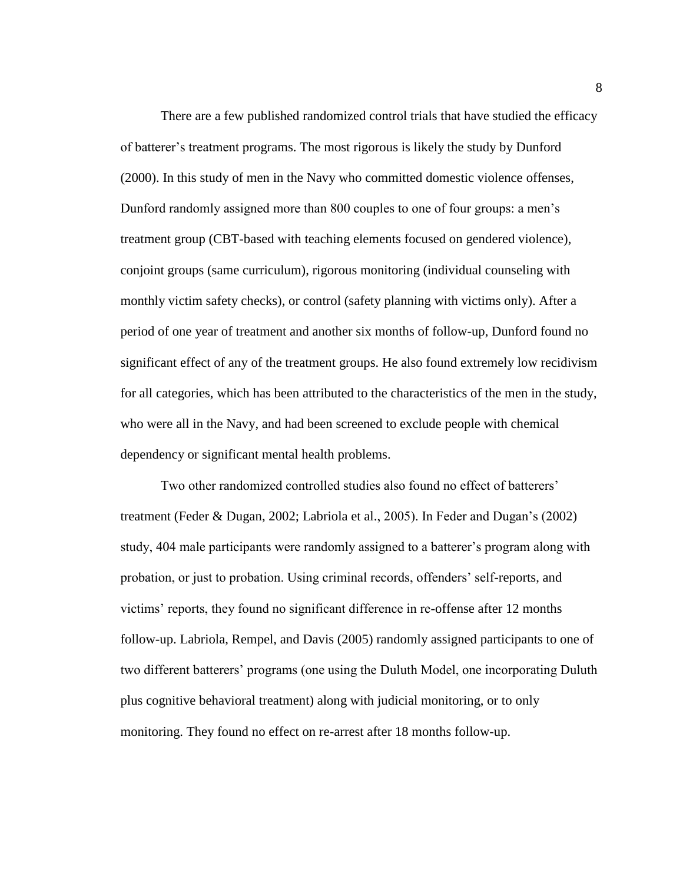There are a few published randomized control trials that have studied the efficacy of batterer's treatment programs. The most rigorous is likely the study by Dunford (2000). In this study of men in the Navy who committed domestic violence offenses, Dunford randomly assigned more than 800 couples to one of four groups: a men's treatment group (CBT-based with teaching elements focused on gendered violence), conjoint groups (same curriculum), rigorous monitoring (individual counseling with monthly victim safety checks), or control (safety planning with victims only). After a period of one year of treatment and another six months of follow-up, Dunford found no significant effect of any of the treatment groups. He also found extremely low recidivism for all categories, which has been attributed to the characteristics of the men in the study, who were all in the Navy, and had been screened to exclude people with chemical dependency or significant mental health problems.

Two other randomized controlled studies also found no effect of batterers' treatment (Feder & Dugan, 2002; Labriola et al., 2005). In Feder and Dugan's (2002) study, 404 male participants were randomly assigned to a batterer's program along with probation, or just to probation. Using criminal records, offenders' self-reports, and victims' reports, they found no significant difference in re-offense after 12 months follow-up. Labriola, Rempel, and Davis (2005) randomly assigned participants to one of two different batterers' programs (one using the Duluth Model, one incorporating Duluth plus cognitive behavioral treatment) along with judicial monitoring, or to only monitoring. They found no effect on re-arrest after 18 months follow-up.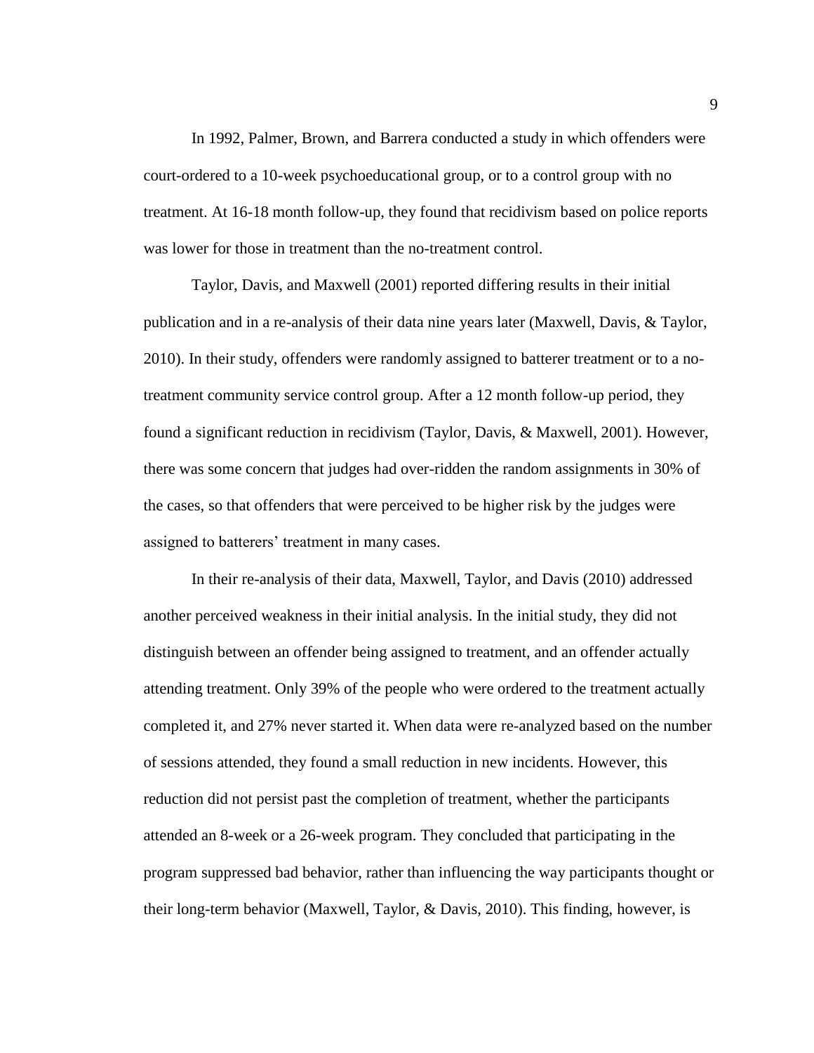In 1992, Palmer, Brown, and Barrera conducted a study in which offenders were court-ordered to a 10-week psychoeducational group, or to a control group with no treatment. At 16-18 month follow-up, they found that recidivism based on police reports was lower for those in treatment than the no-treatment control.

Taylor, Davis, and Maxwell (2001) reported differing results in their initial publication and in a re-analysis of their data nine years later (Maxwell, Davis, & Taylor, 2010). In their study, offenders were randomly assigned to batterer treatment or to a no-treatment community service control group. After a 12 month follow-up period, they found a significant reduction in recidivism (Taylor, Davis, & Maxwell, 2001). However, there was some concern that judges had over-ridden the random assignments in 30% of the cases, so that offenders that were perceived to be higher risk by the judges were assigned to batterers' treatment in many cases.

In their re-analysis of their data, Maxwell, Taylor, and Davis (2010) addressed another perceived weakness in their initial analysis. In the initial study, they did not distinguish between an offender being assigned to treatment, and an offender actually attending treatment. Only 39% of the people who were ordered to the treatment actually completed it, and 27% never started it. When data were re-analyzed based on the number of sessions attended, they found a small reduction in new incidents. However, this reduction did not persist past the completion of treatment, whether the participants attended an 8-week or a 26-week program. They concluded that participating in the program suppressed bad behavior, rather than influencing the way participants thought or their long-term behavior (Maxwell, Taylor, & Davis, 2010). This finding, however, is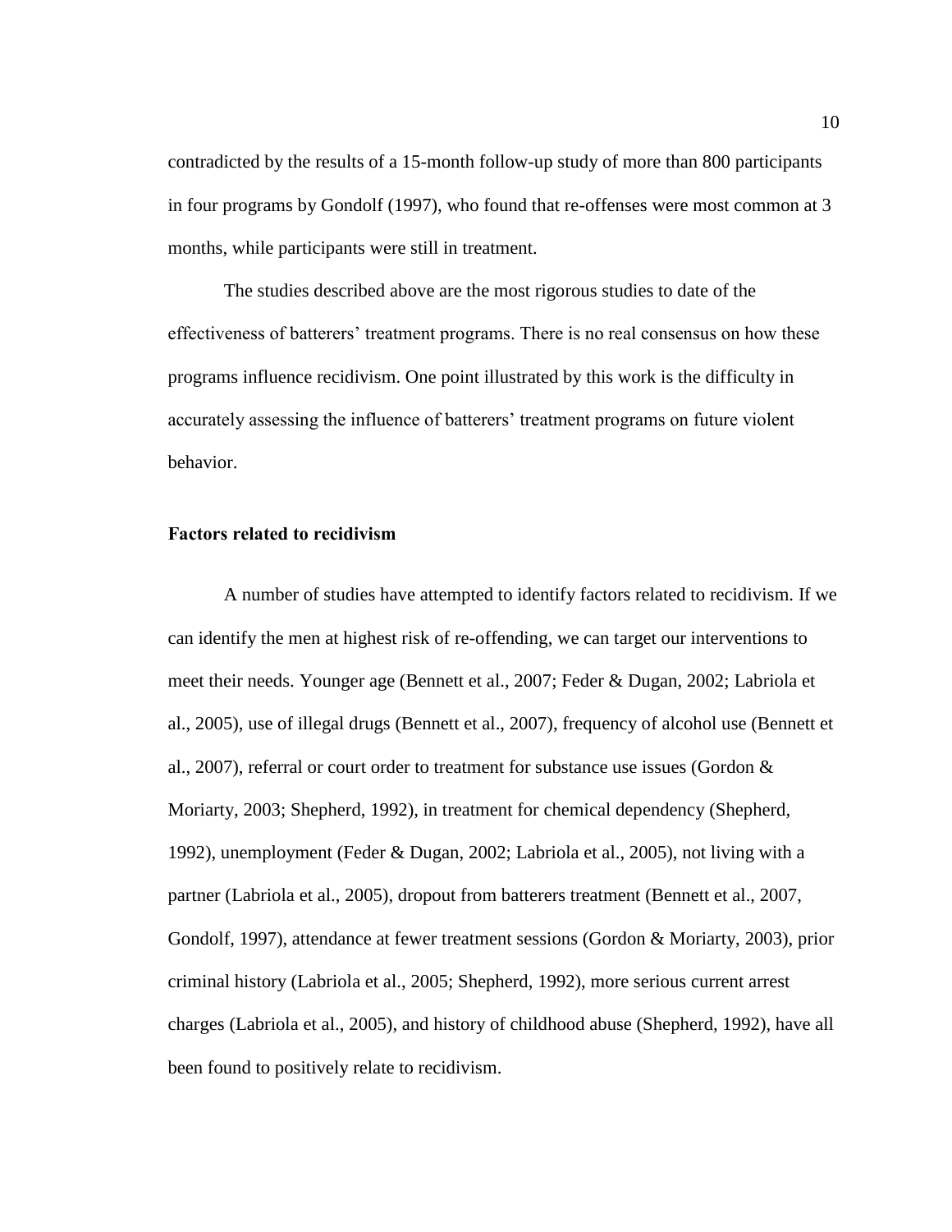contradicted by the results of a 15-month follow-up study of more than 800 participants in four programs by Gondolf (1997), who found that re-offenses were most common at 3 months, while participants were still in treatment.

The studies described above are the most rigorous studies to date of the effectiveness of batterers' treatment programs. There is no real consensus on how these programs influence recidivism. One point illustrated by this work is the difficulty in accurately assessing the influence of batterers' treatment programs on future violent behavior.

**Factors related to recidivism**

A number of studies have attempted to identify factors related to recidivism. If we can identify the men at highest risk of re-offending, we can target our interventions to meet their needs. Younger age (Bennett et al., 2007; Feder & Dugan, 2002; Labriola et al., 2005), use of illegal drugs (Bennett et al., 2007), frequency of alcohol use (Bennett et al., 2007), referral or court order to treatment for substance use issues (Gordon & Moriarty, 2003; Shepherd, 1992), in treatment for chemical dependency (Shepherd, 1992), unemployment (Feder & Dugan, 2002; Labriola et al., 2005), not living with a partner (Labriola et al., 2005), dropout from batterers treatment (Bennett et al., 2007, Gondolf, 1997), attendance at fewer treatment sessions (Gordon & Moriarty, 2003), prior criminal history (Labriola et al., 2005; Shepherd, 1992), more serious current arrest charges (Labriola et al., 2005), and history of childhood abuse (Shepherd, 1992), have all been found to positively relate to recidivism.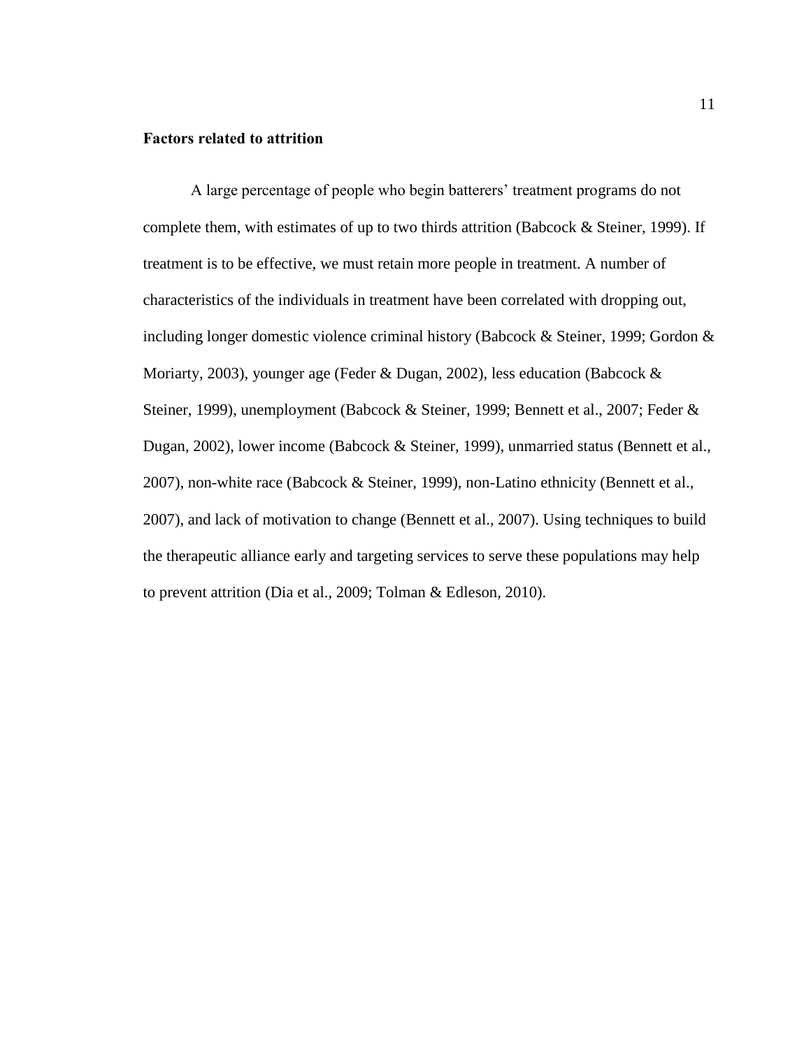**Factors related to attrition**

A large percentage of people who begin batterers' treatment programs do not complete them, with estimates of up to two thirds attrition (Babcock & Steiner, 1999). If treatment is to be effective, we must retain more people in treatment. A number of characteristics of the individuals in treatment have been correlated with dropping out, including longer domestic violence criminal history (Babcock & Steiner, 1999; Gordon & Moriarty, 2003), younger age (Feder & Dugan, 2002), less education (Babcock & Steiner, 1999), unemployment (Babcock & Steiner, 1999; Bennett et al., 2007; Feder & Dugan, 2002), lower income (Babcock & Steiner, 1999), unmarried status (Bennett et al., 2007), non-white race (Babcock & Steiner, 1999), non-Latino ethnicity (Bennett et al., 2007), and lack of motivation to change (Bennett et al., 2007). Using techniques to build the therapeutic alliance early and targeting services to serve these populations may help to prevent attrition (Dia et al., 2009; Tolman & Edleson, 2010).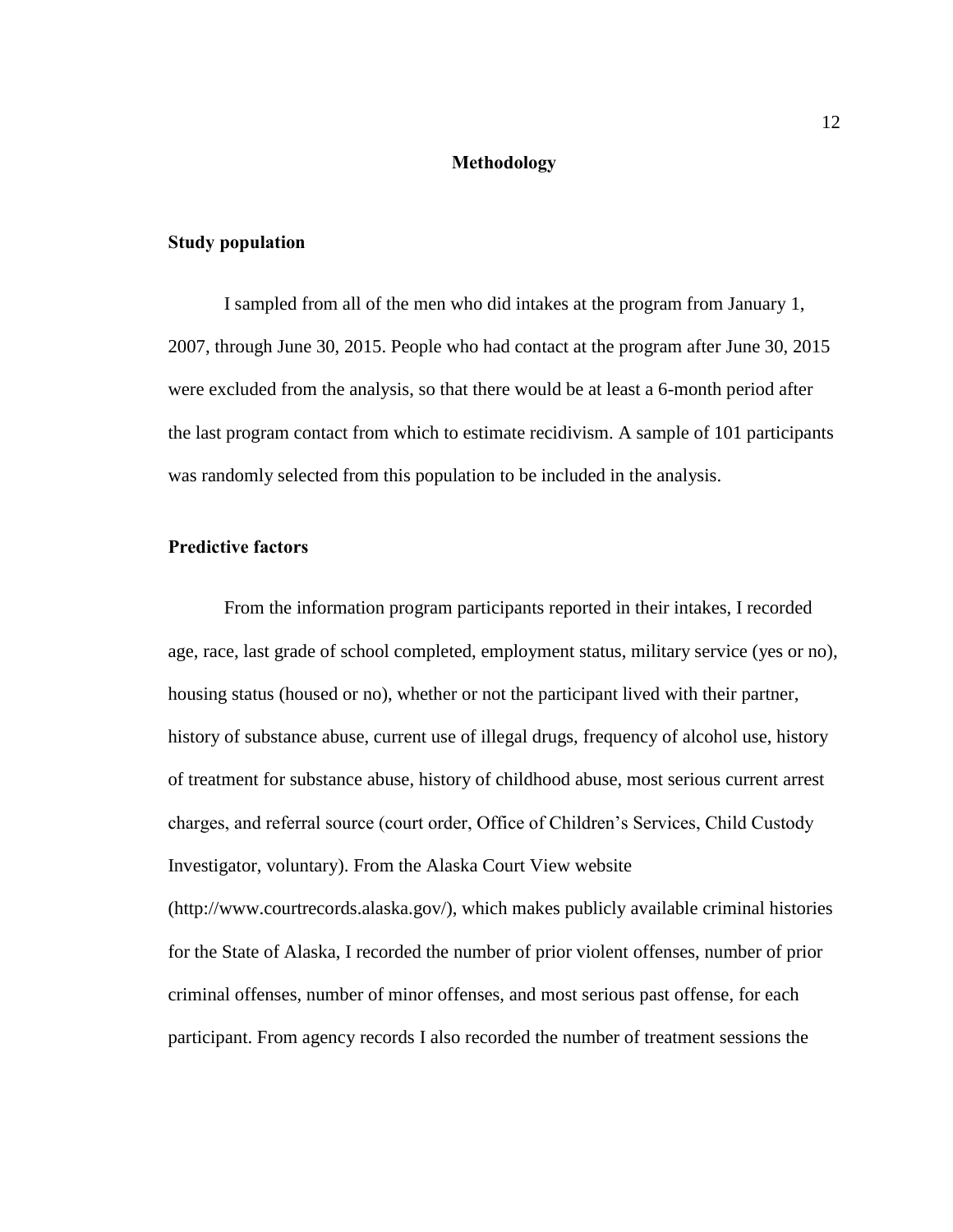# Methodology

## Study population

I sampled from all of the men who did intakes at the program from January 1, 2007, through June 30, 2015. People who had contact at the program after June 30, 2015 were excluded from the analysis, so that there would be at least a 6-month period after the last program contact from which to estimate recidivism. A sample of 101 participants was randomly selected from this population to be included in the analysis.

## Predictive factors

From the information program participants reported in their intakes, I recorded age, race, last grade of school completed, employment status, military service (yes or no), housing status (housed or no), whether or not the participant lived with their partner, history of substance abuse, current use of illegal drugs, frequency of alcohol use, history of treatment for substance abuse, history of childhood abuse, most serious current arrest charges, and referral source (court order, Office of Children's Services, Child Custody Investigator, voluntary). From the Alaska Court View website (http://www.courtrecords.alaska.gov/), which makes publicly available criminal histories for the State of Alaska, I recorded the number of prior violent offenses, number of prior criminal offenses, number of minor offenses, and most serious past offense, for each participant. From agency records I also recorded the number of treatment sessions the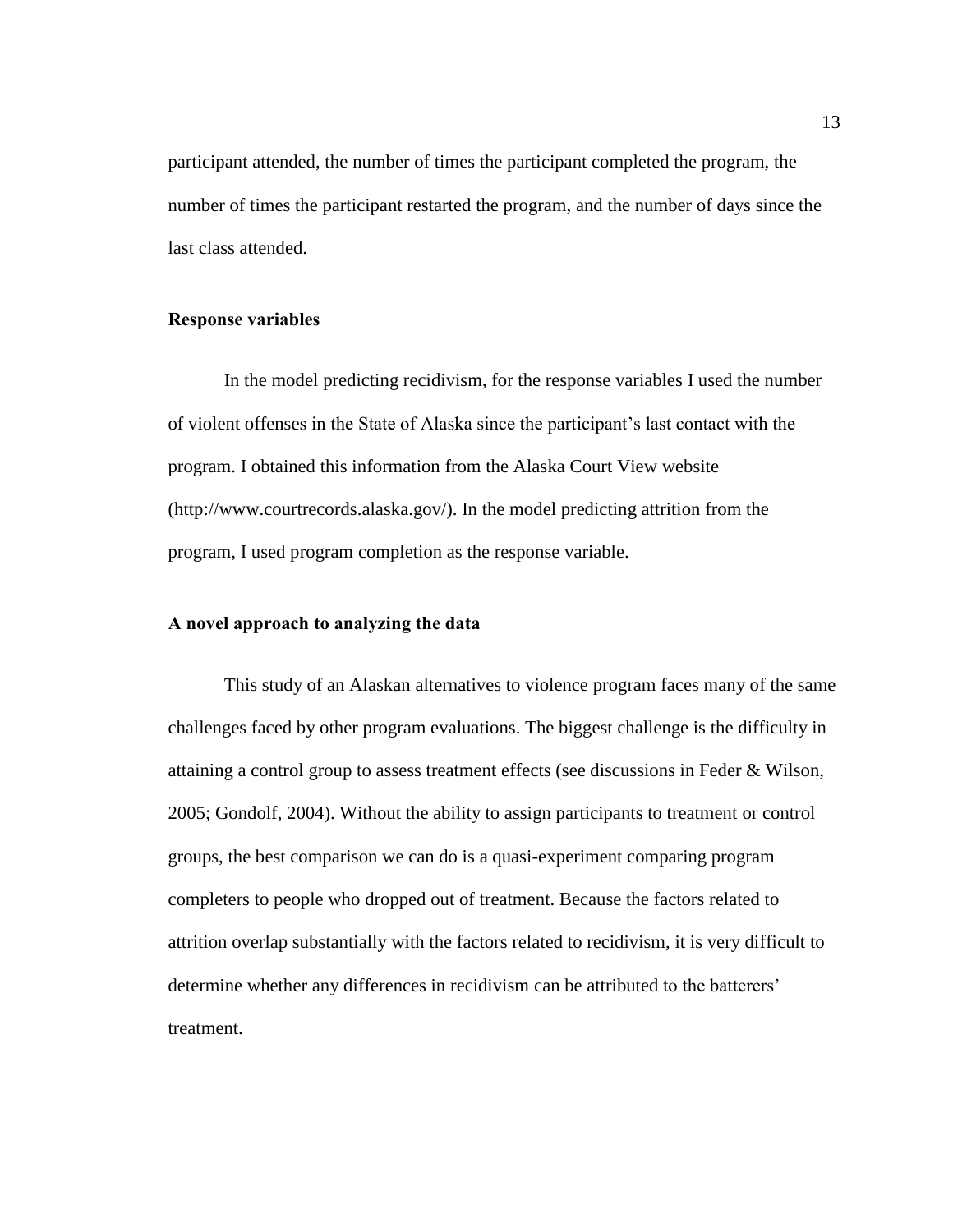participant attended, the number of times the participant completed the program, the number of times the participant restarted the program, and the number of days since the last class attended.

### Response variables

In the model predicting recidivism, for the response variables I used the number of violent offenses in the State of Alaska since the participant's last contact with the program. I obtained this information from the Alaska Court View website (http://www.courtrecords.alaska.gov/). In the model predicting attrition from the program, I used program completion as the response variable.

### A novel approach to analyzing the data

This study of an Alaskan alternatives to violence program faces many of the same challenges faced by other program evaluations. The biggest challenge is the difficulty in attaining a control group to assess treatment effects (see discussions in Feder & Wilson, 2005; Gondolf, 2004). Without the ability to assign participants to treatment or control groups, the best comparison we can do is a quasi-experiment comparing program completers to people who dropped out of treatment. Because the factors related to attrition overlap substantially with the factors related to recidivism, it is very difficult to determine whether any differences in recidivism can be attributed to the batterers' treatment.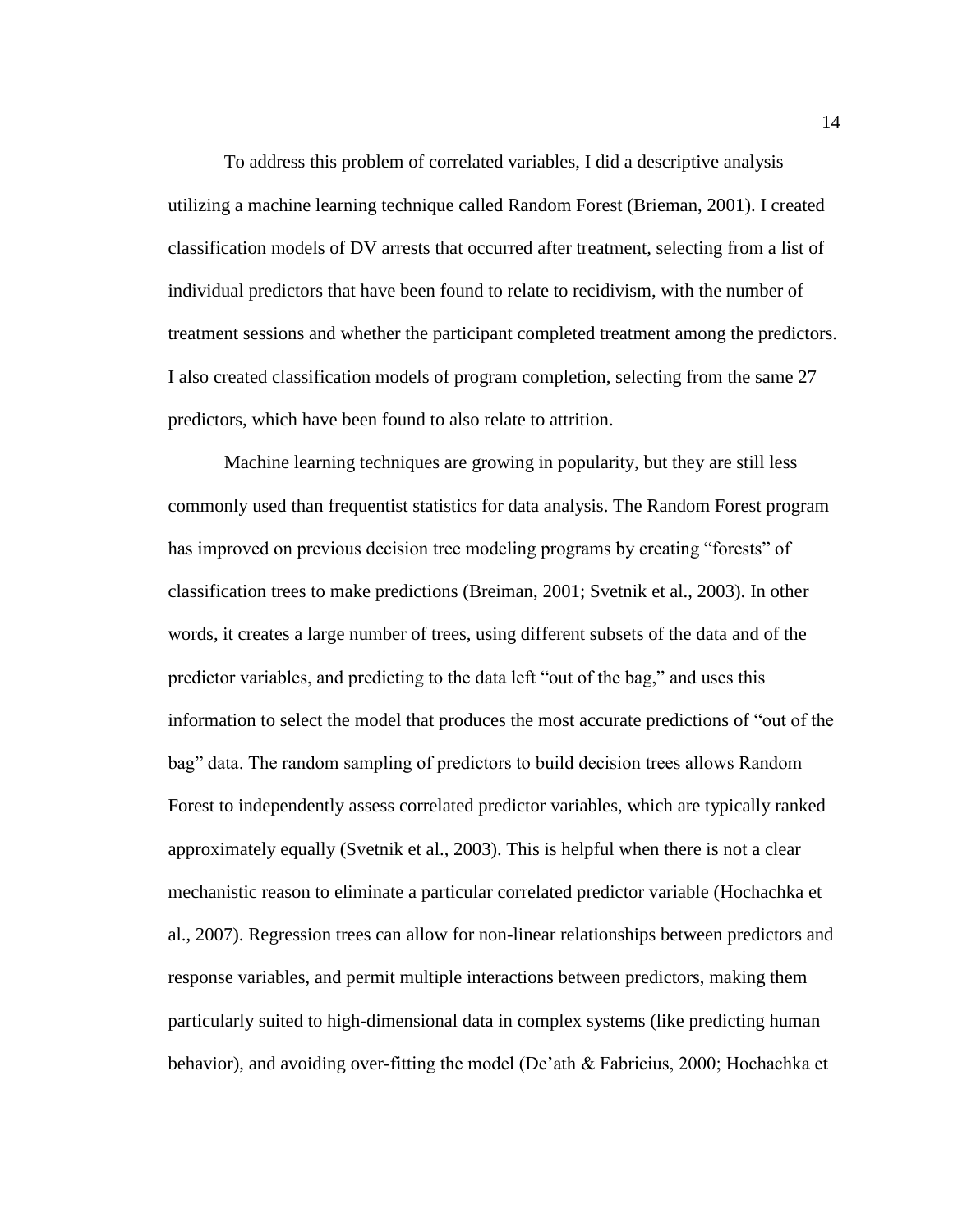To address this problem of correlated variables, I did a descriptive analysis utilizing a machine learning technique called Random Forest (Brieman, 2001). I created classification models of DV arrests that occurred after treatment, selecting from a list of individual predictors that have been found to relate to recidivism, with the number of treatment sessions and whether the participant completed treatment among the predictors. I also created classification models of program completion, selecting from the same 27 predictors, which have been found to also relate to attrition.

Machine learning techniques are growing in popularity, but they are still less commonly used than frequentist statistics for data analysis. The Random Forest program has improved on previous decision tree modeling programs by creating "forests" of classification trees to make predictions (Breiman, 2001; Svetnik et al., 2003). In other words, it creates a large number of trees, using different subsets of the data and of the predictor variables, and predicting to the data left "out of the bag," and uses this information to select the model that produces the most accurate predictions of "out of the bag" data. The random sampling of predictors to build decision trees allows Random Forest to independently assess correlated predictor variables, which are typically ranked approximately equally (Svetnik et al., 2003). This is helpful when there is not a clear mechanistic reason to eliminate a particular correlated predictor variable (Hochachka et al., 2007). Regression trees can allow for non-linear relationships between predictors and response variables, and permit multiple interactions between predictors, making them particularly suited to high-dimensional data in complex systems (like predicting human behavior), and avoiding over-fitting the model (De'ath & Fabricius, 2000; Hochachka et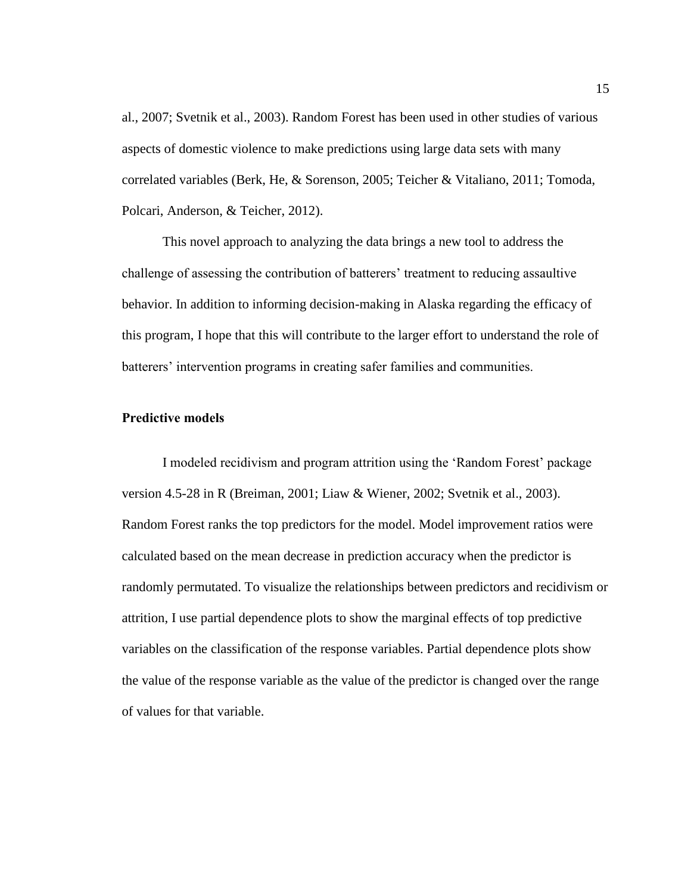al., 2007; Svetnik et al., 2003). Random Forest has been used in other studies of various aspects of domestic violence to make predictions using large data sets with many correlated variables (Berk, He, & Sorenson, 2005; Teicher & Vitaliano, 2011; Tomoda, Polcari, Anderson, & Teicher, 2012).

This novel approach to analyzing the data brings a new tool to address the challenge of assessing the contribution of batterers' treatment to reducing assaultive behavior. In addition to informing decision-making in Alaska regarding the efficacy of this program, I hope that this will contribute to the larger effort to understand the role of batterers' intervention programs in creating safer families and communities.

**Predictive models**

I modeled recidivism and program attrition using the 'Random Forest' package version 4.5-28 in R (Breiman, 2001; Liaw & Wiener, 2002; Svetnik et al., 2003). Random Forest ranks the top predictors for the model. Model improvement ratios were calculated based on the mean decrease in prediction accuracy when the predictor is randomly permutated. To visualize the relationships between predictors and recidivism or attrition, I use partial dependence plots to show the marginal effects of top predictive variables on the classification of the response variables. Partial dependence plots show the value of the response variable as the value of the predictor is changed over the range of values for that variable.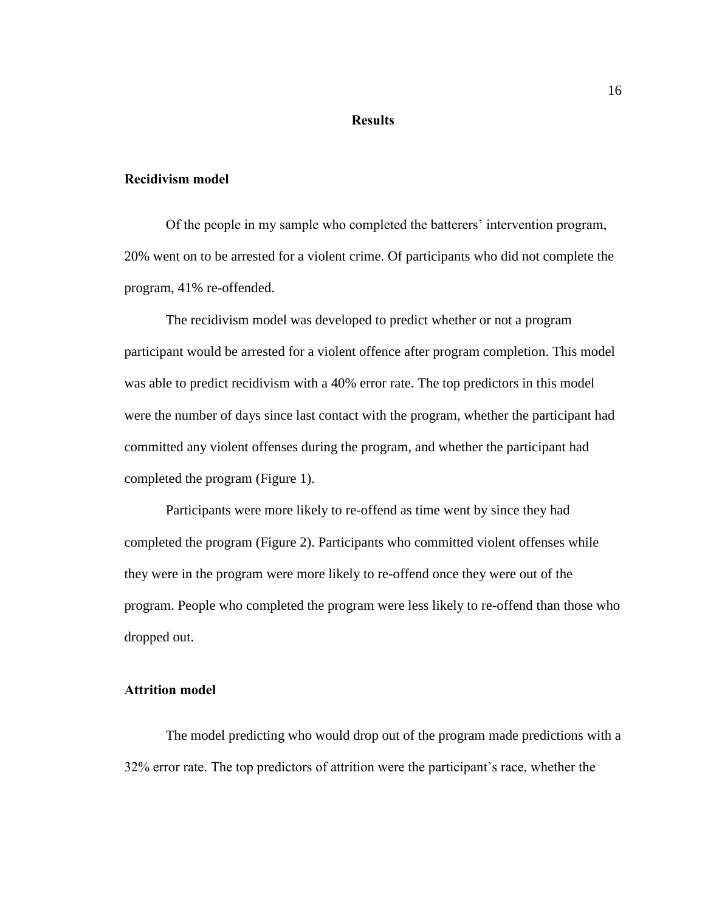## Results

### Recidivism model

Of the people in my sample who completed the batterers' intervention program, 20% went on to be arrested for a violent crime. Of participants who did not complete the program, 41% re-offended.

The recidivism model was developed to predict whether or not a program participant would be arrested for a violent offence after program completion. This model was able to predict recidivism with a 40% error rate. The top predictors in this model were the number of days since last contact with the program, whether the participant had committed any violent offenses during the program, and whether the participant had completed the program (Figure 1).

Participants were more likely to re-offend as time went by since they had completed the program (Figure 2). Participants who committed violent offenses while they were in the program were more likely to re-offend once they were out of the program. People who completed the program were less likely to re-offend than those who dropped out.

### Attrition model

The model predicting who would drop out of the program made predictions with a 32% error rate. The top predictors of attrition were the participant's race, whether the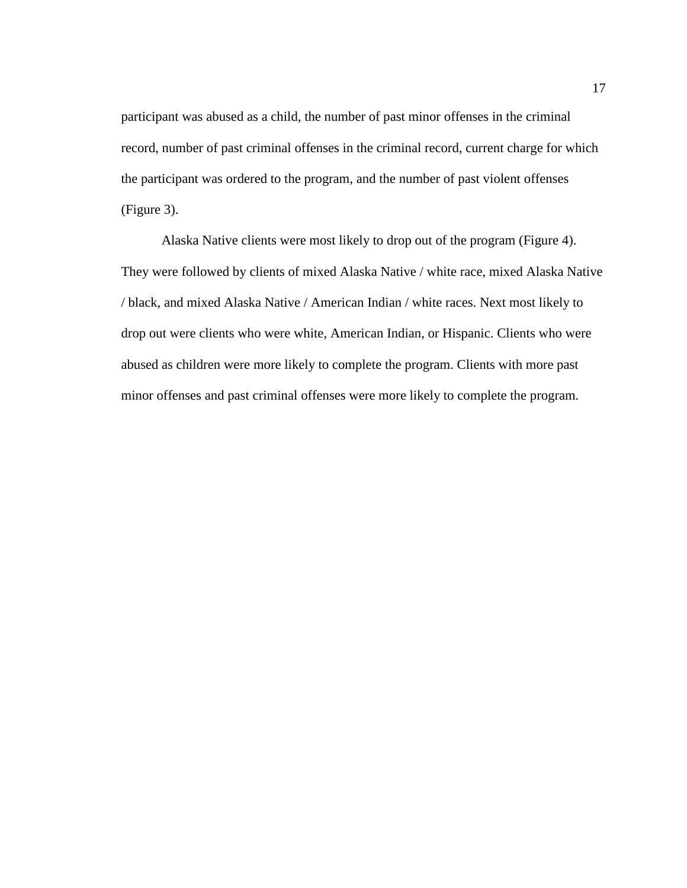participant was abused as a child, the number of past minor offenses in the criminal record, number of past criminal offenses in the criminal record, current charge for which the participant was ordered to the program, and the number of past violent offenses (Figure 3).

Alaska Native clients were most likely to drop out of the program (Figure 4). They were followed by clients of mixed Alaska Native / white race, mixed Alaska Native / black, and mixed Alaska Native / American Indian / white races. Next most likely to drop out were clients who were white, American Indian, or Hispanic. Clients who were abused as children were more likely to complete the program. Clients with more past minor offenses and past criminal offenses were more likely to complete the program.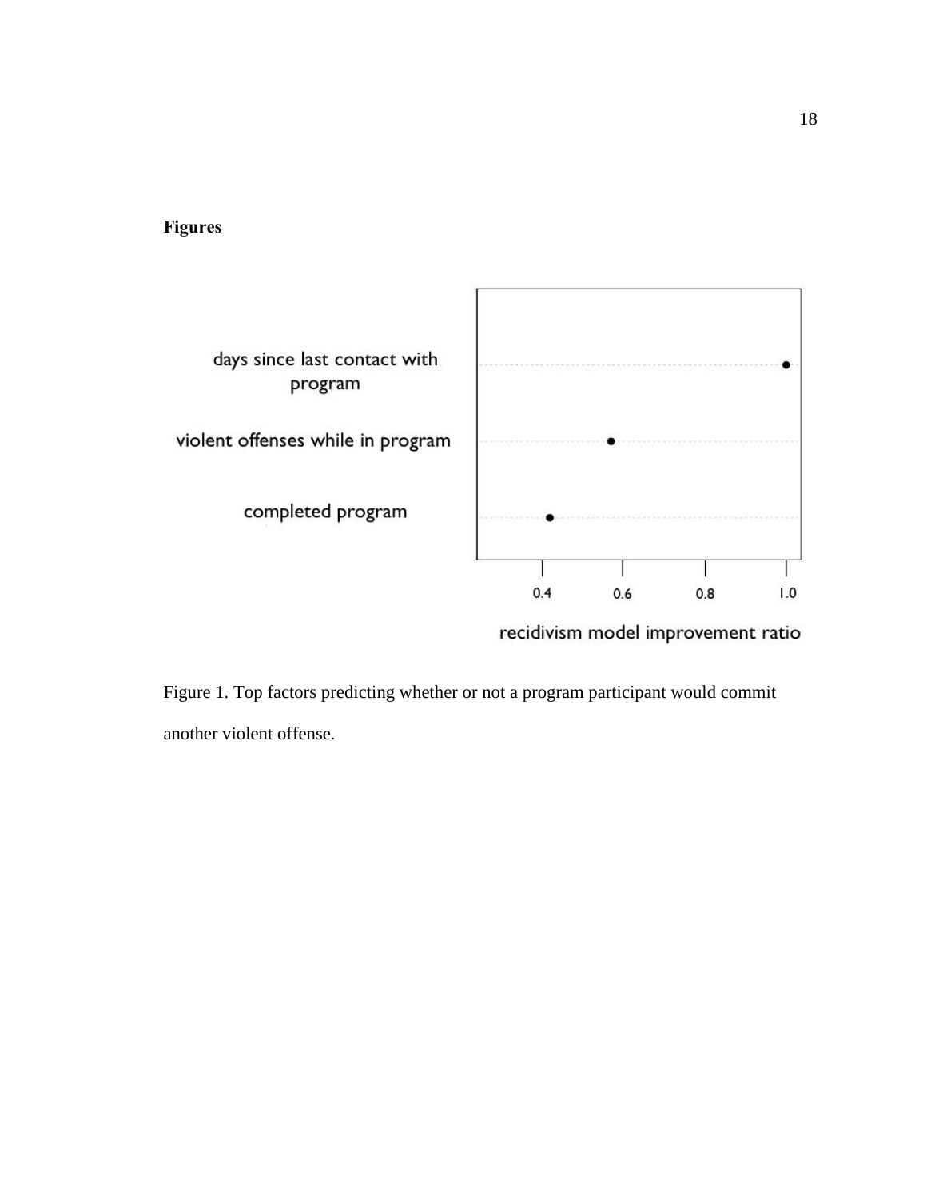**Figures**

days since last contact with program

violent offenses while in program

completed program

0.4

0.6

0.8

1.0

recidivism model improvement ratio

Figure 1. Top factors predicting whether or not a program participant would commit another violent offense.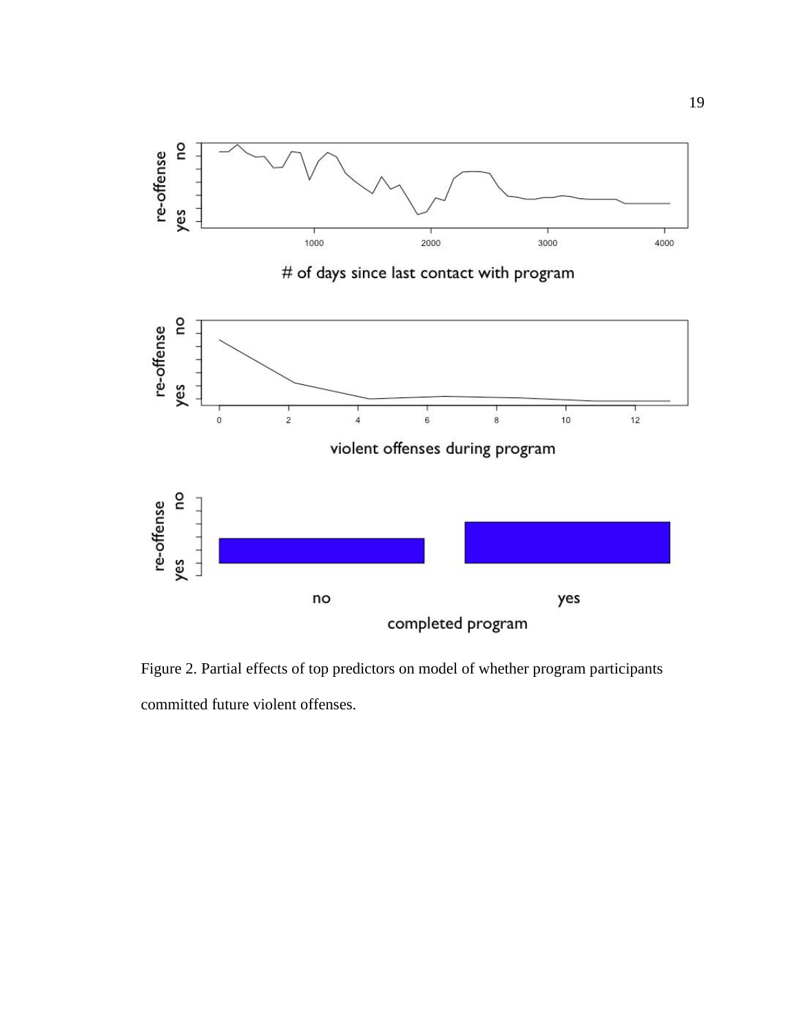re-offense
no
yes

1000
2000
3000
4000

# of days since last contact with program

re-offense
no
yes

0
2
4
6
8
10
12

violent offenses during program

re-offense
no
yes

no
yes

completed program

Figure 2. Partial effects of top predictors on model of whether program participants committed future violent offenses.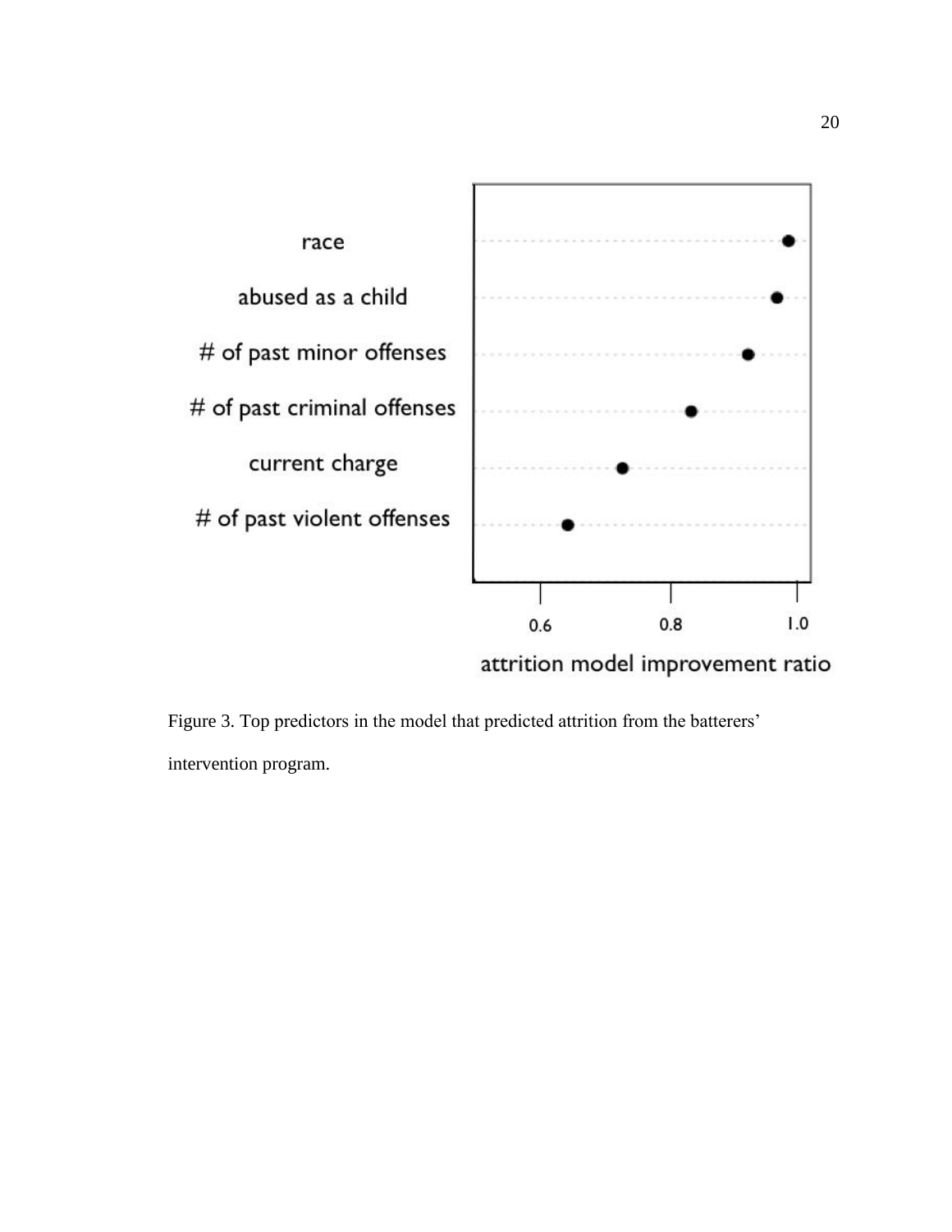race

abused as a child

# of past minor offenses

# of past criminal offenses

current charge

# of past violent offenses

0.6

0.8

1.0

attrition model improvement ratio

Figure 3. Top predictors in the model that predicted attrition from the batterers' intervention program.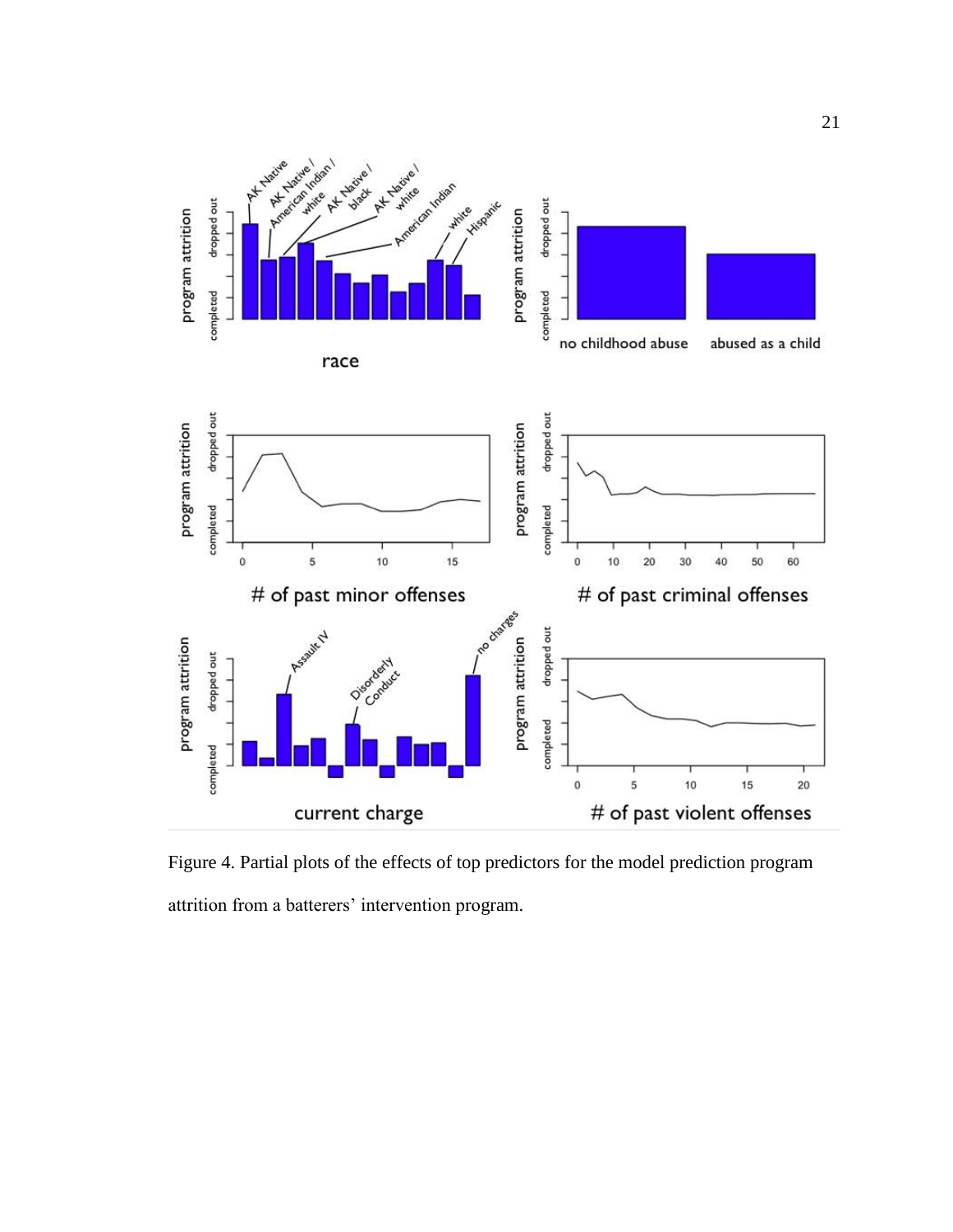program attrition

dropped out

completed

AK Native

AK Native / American Indian / white

AK Native / black

AK Native / white

American Indian

white

Hispanic

race

no childhood abuse

abused as a child

0 5 10 15

# of past minor offenses

0 10 20 30 40 50 60

# of past criminal offenses

Assault IV

Disorderly Conduct

no charges

current charge

0 5 10 15 20

# of past violent offenses

Figure 4. Partial plots of the effects of top predictors for the model prediction program attrition from a batterers' intervention program.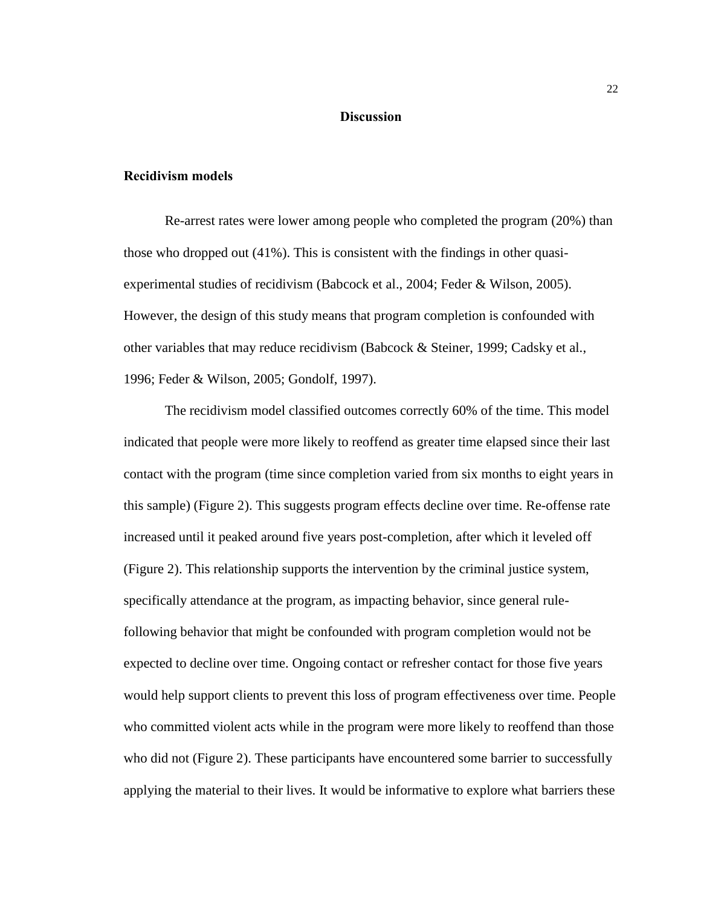# Discussion

## Recidivism models

Re-arrest rates were lower among people who completed the program (20%) than those who dropped out (41%). This is consistent with the findings in other quasi-experimental studies of recidivism (Babcock et al., 2004; Feder & Wilson, 2005). However, the design of this study means that program completion is confounded with other variables that may reduce recidivism (Babcock & Steiner, 1999; Cadsky et al., 1996; Feder & Wilson, 2005; Gondolf, 1997).

The recidivism model classified outcomes correctly 60% of the time. This model indicated that people were more likely to reoffend as greater time elapsed since their last contact with the program (time since completion varied from six months to eight years in this sample) (Figure 2). This suggests program effects decline over time. Re-offense rate increased until it peaked around five years post-completion, after which it leveled off (Figure 2). This relationship supports the intervention by the criminal justice system, specifically attendance at the program, as impacting behavior, since general rule-following behavior that might be confounded with program completion would not be expected to decline over time. Ongoing contact or refresher contact for those five years would help support clients to prevent this loss of program effectiveness over time. People who committed violent acts while in the program were more likely to reoffend than those who did not (Figure 2). These participants have encountered some barrier to successfully applying the material to their lives. It would be informative to explore what barriers these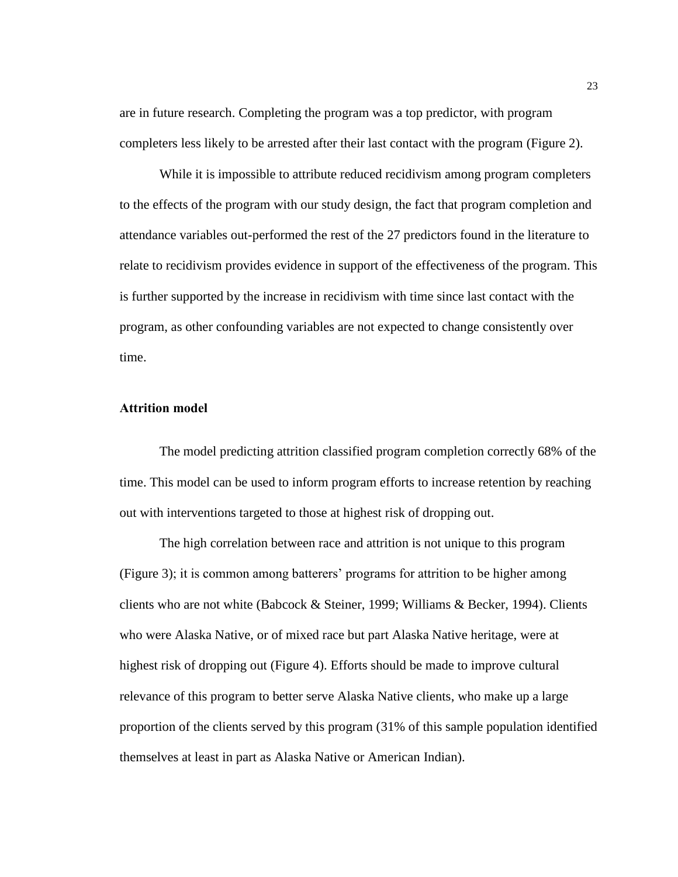are in future research. Completing the program was a top predictor, with program completers less likely to be arrested after their last contact with the program (Figure 2).

While it is impossible to attribute reduced recidivism among program completers to the effects of the program with our study design, the fact that program completion and attendance variables out-performed the rest of the 27 predictors found in the literature to relate to recidivism provides evidence in support of the effectiveness of the program. This is further supported by the increase in recidivism with time since last contact with the program, as other confounding variables are not expected to change consistently over time.

### Attrition model

The model predicting attrition classified program completion correctly 68% of the time. This model can be used to inform program efforts to increase retention by reaching out with interventions targeted to those at highest risk of dropping out.

The high correlation between race and attrition is not unique to this program (Figure 3); it is common among batterers' programs for attrition to be higher among clients who are not white (Babcock & Steiner, 1999; Williams & Becker, 1994). Clients who were Alaska Native, or of mixed race but part Alaska Native heritage, were at highest risk of dropping out (Figure 4). Efforts should be made to improve cultural relevance of this program to better serve Alaska Native clients, who make up a large proportion of the clients served by this program (31% of this sample population identified themselves at least in part as Alaska Native or American Indian).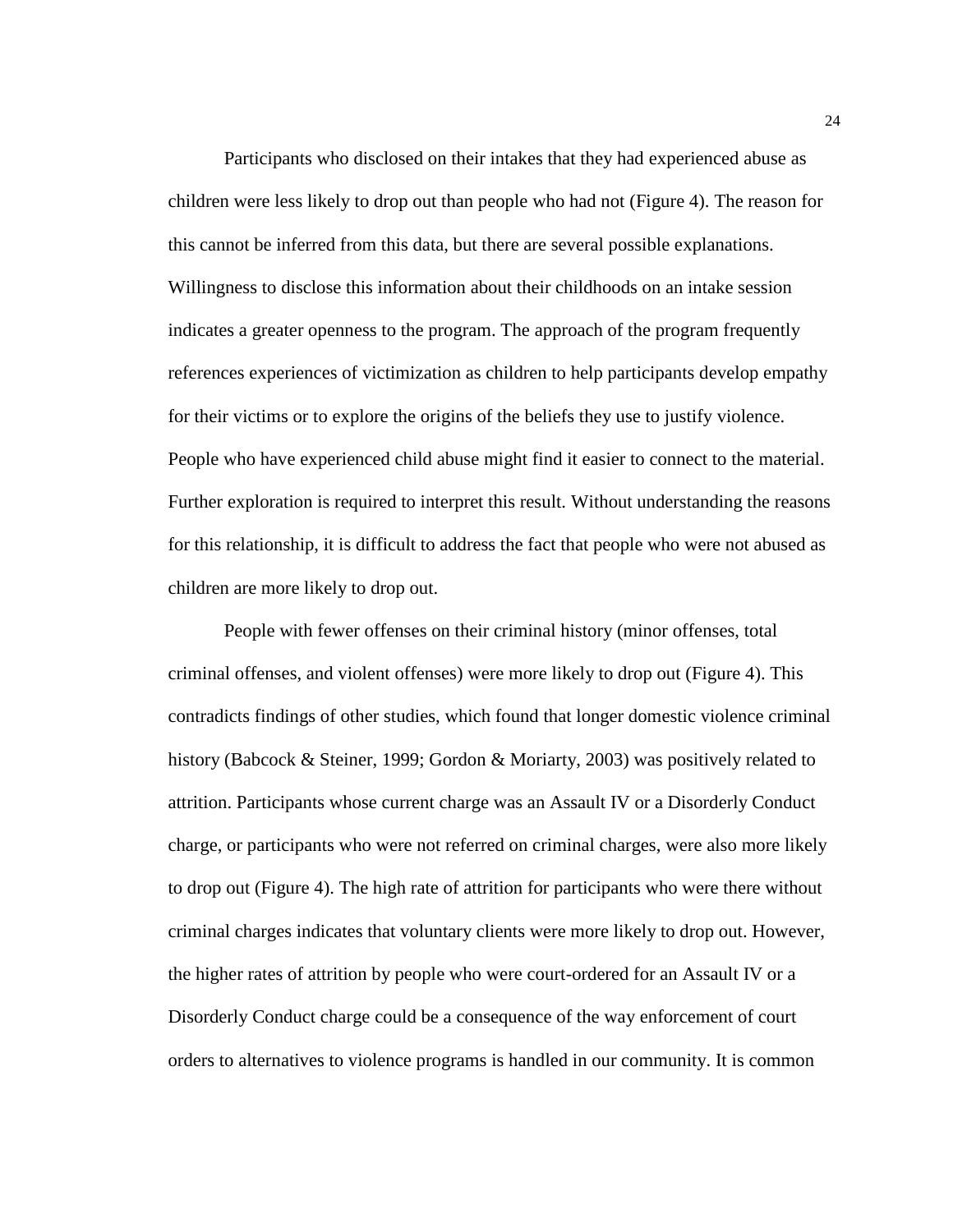Participants who disclosed on their intakes that they had experienced abuse as children were less likely to drop out than people who had not (Figure 4). The reason for this cannot be inferred from this data, but there are several possible explanations. Willingness to disclose this information about their childhoods on an intake session indicates a greater openness to the program. The approach of the program frequently references experiences of victimization as children to help participants develop empathy for their victims or to explore the origins of the beliefs they use to justify violence. People who have experienced child abuse might find it easier to connect to the material. Further exploration is required to interpret this result. Without understanding the reasons for this relationship, it is difficult to address the fact that people who were not abused as children are more likely to drop out.

People with fewer offenses on their criminal history (minor offenses, total criminal offenses, and violent offenses) were more likely to drop out (Figure 4). This contradicts findings of other studies, which found that longer domestic violence criminal history (Babcock & Steiner, 1999; Gordon & Moriarty, 2003) was positively related to attrition. Participants whose current charge was an Assault IV or a Disorderly Conduct charge, or participants who were not referred on criminal charges, were also more likely to drop out (Figure 4). The high rate of attrition for participants who were there without criminal charges indicates that voluntary clients were more likely to drop out. However, the higher rates of attrition by people who were court-ordered for an Assault IV or a Disorderly Conduct charge could be a consequence of the way enforcement of court orders to alternatives to violence programs is handled in our community. It is common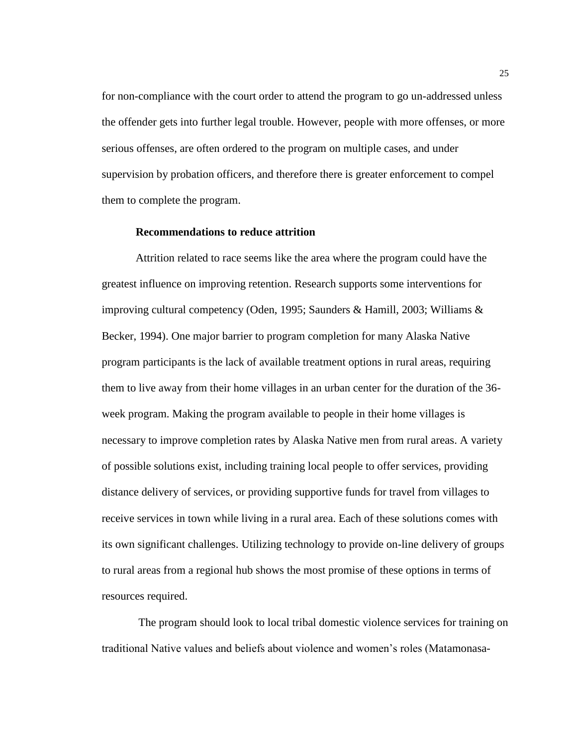for non-compliance with the court order to attend the program to go un-addressed unless the offender gets into further legal trouble. However, people with more offenses, or more serious offenses, are often ordered to the program on multiple cases, and under supervision by probation officers, and therefore there is greater enforcement to compel them to complete the program.

**Recommendations to reduce attrition**

Attrition related to race seems like the area where the program could have the greatest influence on improving retention. Research supports some interventions for improving cultural competency (Oden, 1995; Saunders & Hamill, 2003; Williams & Becker, 1994). One major barrier to program completion for many Alaska Native program participants is the lack of available treatment options in rural areas, requiring them to live away from their home villages in an urban center for the duration of the 36-week program. Making the program available to people in their home villages is necessary to improve completion rates by Alaska Native men from rural areas. A variety of possible solutions exist, including training local people to offer services, providing distance delivery of services, or providing supportive funds for travel from villages to receive services in town while living in a rural area. Each of these solutions comes with its own significant challenges. Utilizing technology to provide on-line delivery of groups to rural areas from a regional hub shows the most promise of these options in terms of resources required.

The program should look to local tribal domestic violence services for training on traditional Native values and beliefs about violence and women's roles (Matamonasa-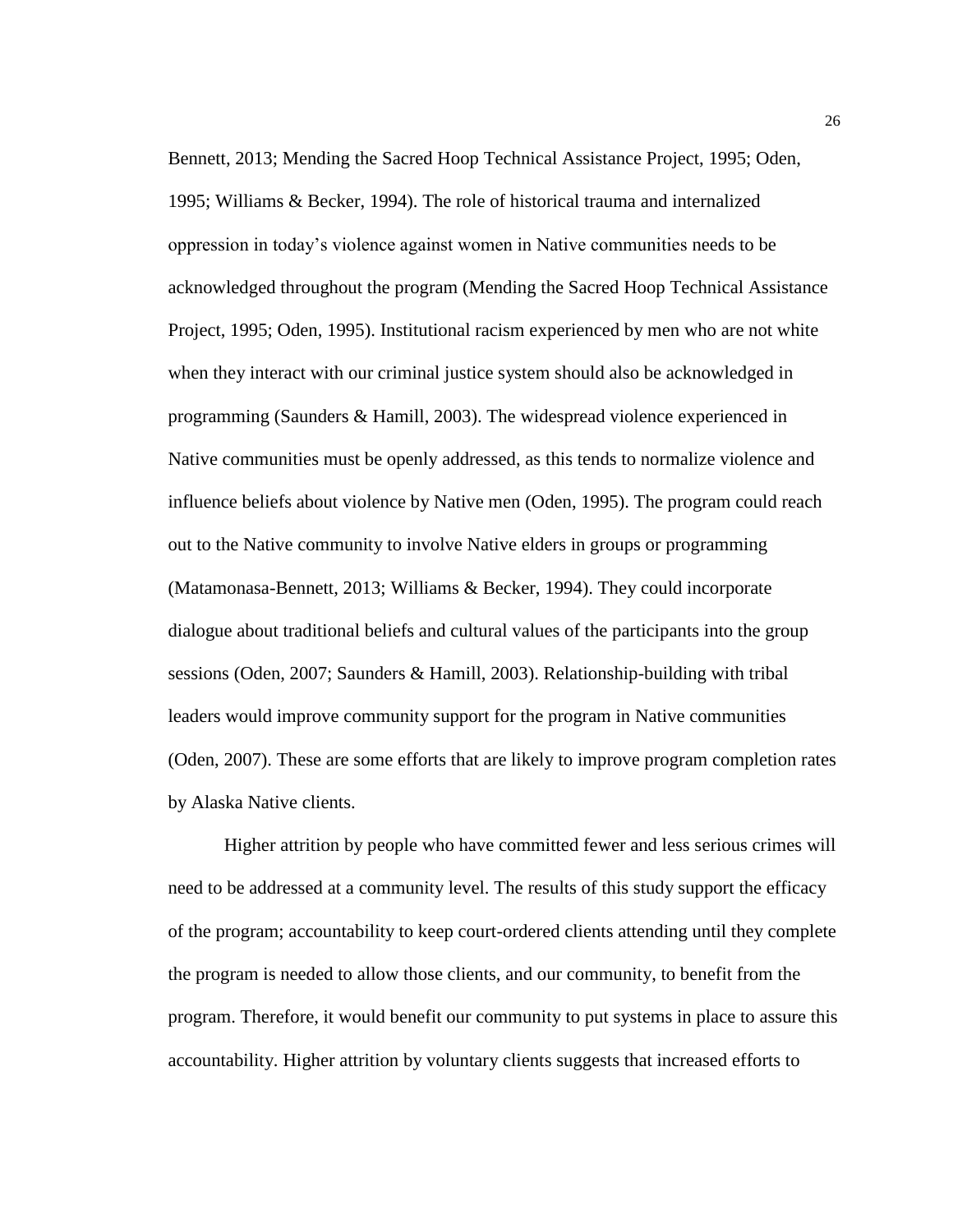Bennett, 2013; Mending the Sacred Hoop Technical Assistance Project, 1995; Oden, 1995; Williams & Becker, 1994). The role of historical trauma and internalized oppression in today's violence against women in Native communities needs to be acknowledged throughout the program (Mending the Sacred Hoop Technical Assistance Project, 1995; Oden, 1995). Institutional racism experienced by men who are not white when they interact with our criminal justice system should also be acknowledged in programming (Saunders & Hamill, 2003). The widespread violence experienced in Native communities must be openly addressed, as this tends to normalize violence and influence beliefs about violence by Native men (Oden, 1995). The program could reach out to the Native community to involve Native elders in groups or programming (Matamonasa-Bennett, 2013; Williams & Becker, 1994). They could incorporate dialogue about traditional beliefs and cultural values of the participants into the group sessions (Oden, 2007; Saunders & Hamill, 2003). Relationship-building with tribal leaders would improve community support for the program in Native communities (Oden, 2007). These are some efforts that are likely to improve program completion rates by Alaska Native clients.

Higher attrition by people who have committed fewer and less serious crimes will need to be addressed at a community level. The results of this study support the efficacy of the program; accountability to keep court-ordered clients attending until they complete the program is needed to allow those clients, and our community, to benefit from the program. Therefore, it would benefit our community to put systems in place to assure this accountability. Higher attrition by voluntary clients suggests that increased efforts to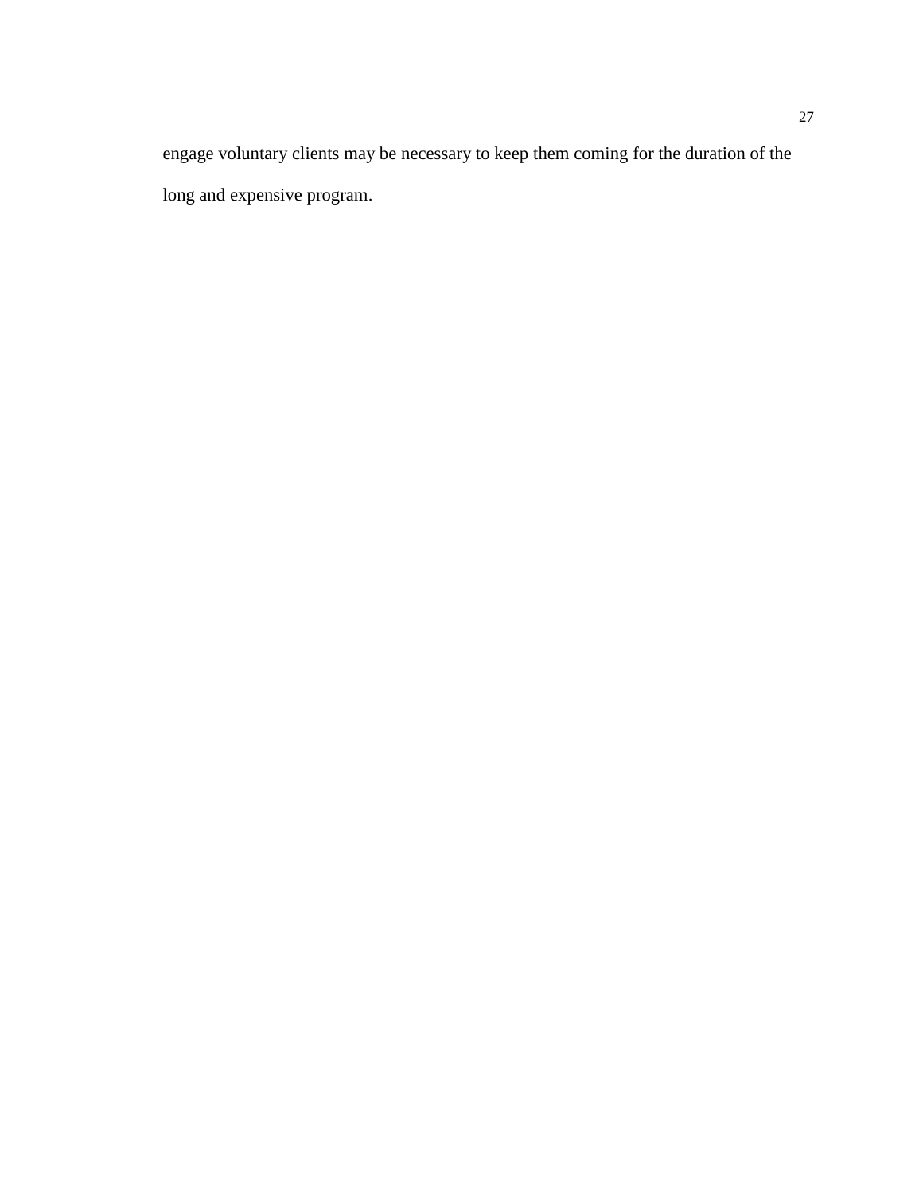engage voluntary clients may be necessary to keep them coming for the duration of the long and expensive program.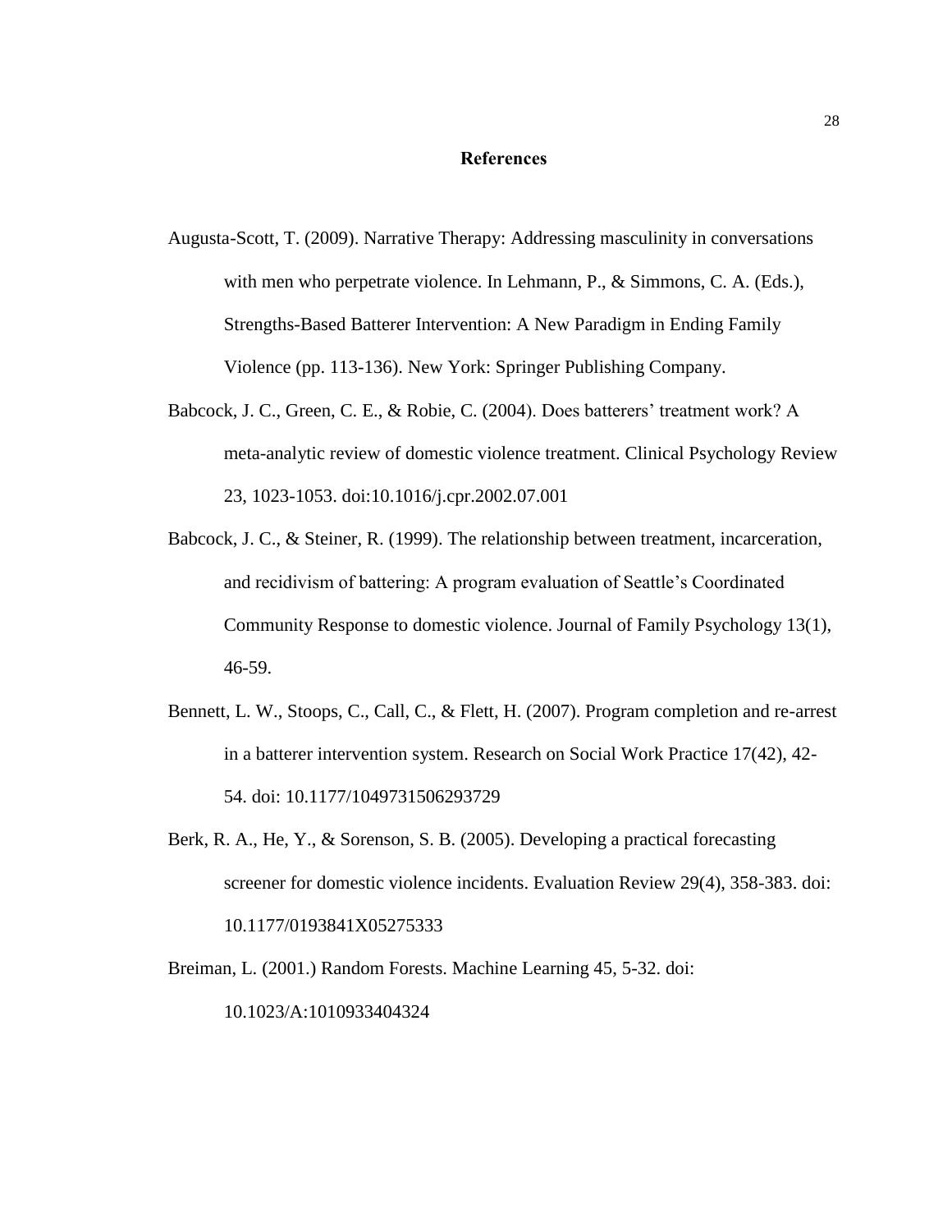# References

Augusta-Scott, T. (2009). Narrative Therapy: Addressing masculinity in conversations with men who perpetrate violence. In Lehmann, P., & Simmons, C. A. (Eds.), Strengths-Based Batterer Intervention: A New Paradigm in Ending Family Violence (pp. 113-136). New York: Springer Publishing Company.

Babcock, J. C., Green, C. E., & Robie, C. (2004). Does batterers' treatment work? A meta-analytic review of domestic violence treatment. Clinical Psychology Review 23, 1023-1053. doi:10.1016/j.cpr.2002.07.001

Babcock, J. C., & Steiner, R. (1999). The relationship between treatment, incarceration, and recidivism of battering: A program evaluation of Seattle's Coordinated Community Response to domestic violence. Journal of Family Psychology 13(1), 46-59.

Bennett, L. W., Stoops, C., Call, C., & Flett, H. (2007). Program completion and re-arrest in a batterer intervention system. Research on Social Work Practice 17(42), 42-54. doi: 10.1177/1049731506293729

Berk, R. A., He, Y., & Sorenson, S. B. (2005). Developing a practical forecasting screener for domestic violence incidents. Evaluation Review 29(4), 358-383. doi: 10.1177/0193841X05275333

Breiman, L. (2001.) Random Forests. Machine Learning 45, 5-32. doi: 10.1023/A:1010933404324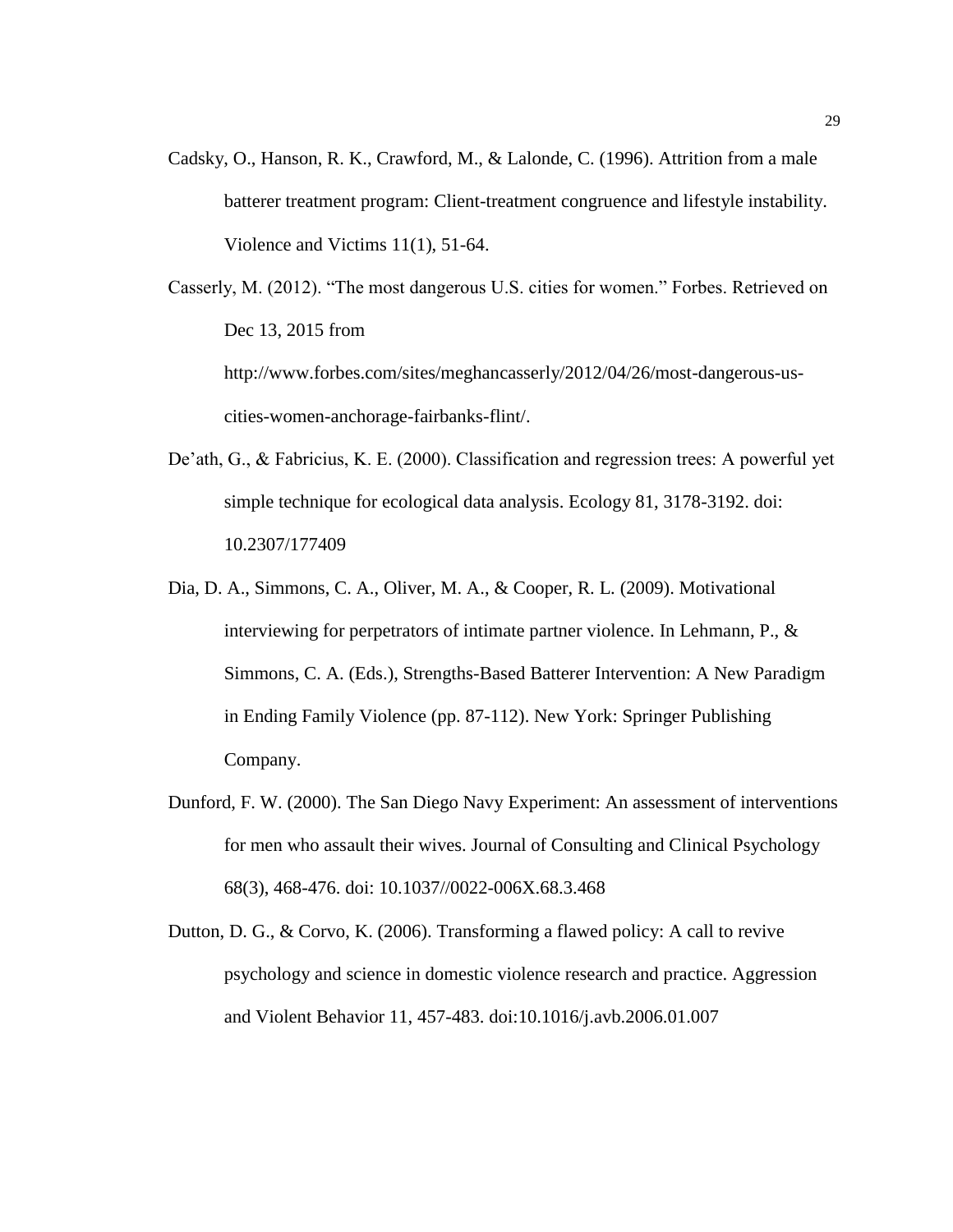Cadsky, O., Hanson, R. K., Crawford, M., & Lalonde, C. (1996). Attrition from a male batterer treatment program: Client-treatment congruence and lifestyle instability. Violence and Victims 11(1), 51-64.

Casserly, M. (2012). "The most dangerous U.S. cities for women." Forbes. Retrieved on Dec 13, 2015 from http://www.forbes.com/sites/meghancasserly/2012/04/26/most-dangerous-us-cities-women-anchorage-fairbanks-flint/.

De'ath, G., & Fabricius, K. E. (2000). Classification and regression trees: A powerful yet simple technique for ecological data analysis. Ecology 81, 3178-3192. doi: 10.2307/177409

Dia, D. A., Simmons, C. A., Oliver, M. A., & Cooper, R. L. (2009). Motivational interviewing for perpetrators of intimate partner violence. In Lehmann, P., & Simmons, C. A. (Eds.), Strengths-Based Batterer Intervention: A New Paradigm in Ending Family Violence (pp. 87-112). New York: Springer Publishing Company.

Dunford, F. W. (2000). The San Diego Navy Experiment: An assessment of interventions for men who assault their wives. Journal of Consulting and Clinical Psychology 68(3), 468-476. doi: 10.1037//0022-006X.68.3.468

Dutton, D. G., & Corvo, K. (2006). Transforming a flawed policy: A call to revive psychology and science in domestic violence research and practice. Aggression and Violent Behavior 11, 457-483. doi:10.1016/j.avb.2006.01.007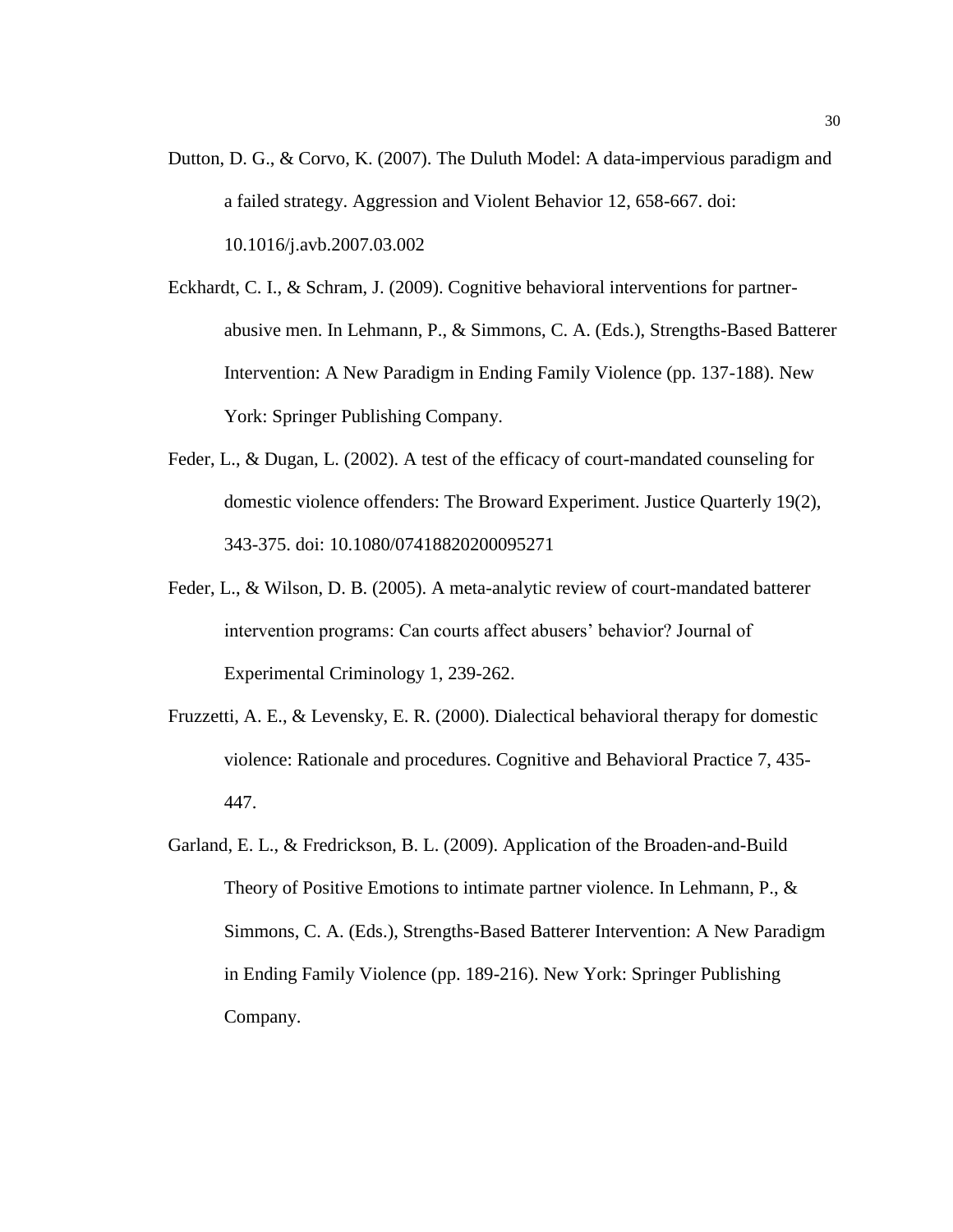Dutton, D. G., & Corvo, K. (2007). The Duluth Model: A data-impervious paradigm and a failed strategy. Aggression and Violent Behavior 12, 658-667. doi: 10.1016/j.avb.2007.03.002

Eckhardt, C. I., & Schram, J. (2009). Cognitive behavioral interventions for partner-abusive men. In Lehmann, P., & Simmons, C. A. (Eds.), Strengths-Based Batterer Intervention: A New Paradigm in Ending Family Violence (pp. 137-188). New York: Springer Publishing Company.

Feder, L., & Dugan, L. (2002). A test of the efficacy of court-mandated counseling for domestic violence offenders: The Broward Experiment. Justice Quarterly 19(2), 343-375. doi: 10.1080/07418820200095271

Feder, L., & Wilson, D. B. (2005). A meta-analytic review of court-mandated batterer intervention programs: Can courts affect abusers' behavior? Journal of Experimental Criminology 1, 239-262.

Fruzzetti, A. E., & Levensky, E. R. (2000). Dialectical behavioral therapy for domestic violence: Rationale and procedures. Cognitive and Behavioral Practice 7, 435-447.

Garland, E. L., & Fredrickson, B. L. (2009). Application of the Broaden-and-Build Theory of Positive Emotions to intimate partner violence. In Lehmann, P., & Simmons, C. A. (Eds.), Strengths-Based Batterer Intervention: A New Paradigm in Ending Family Violence (pp. 189-216). New York: Springer Publishing Company.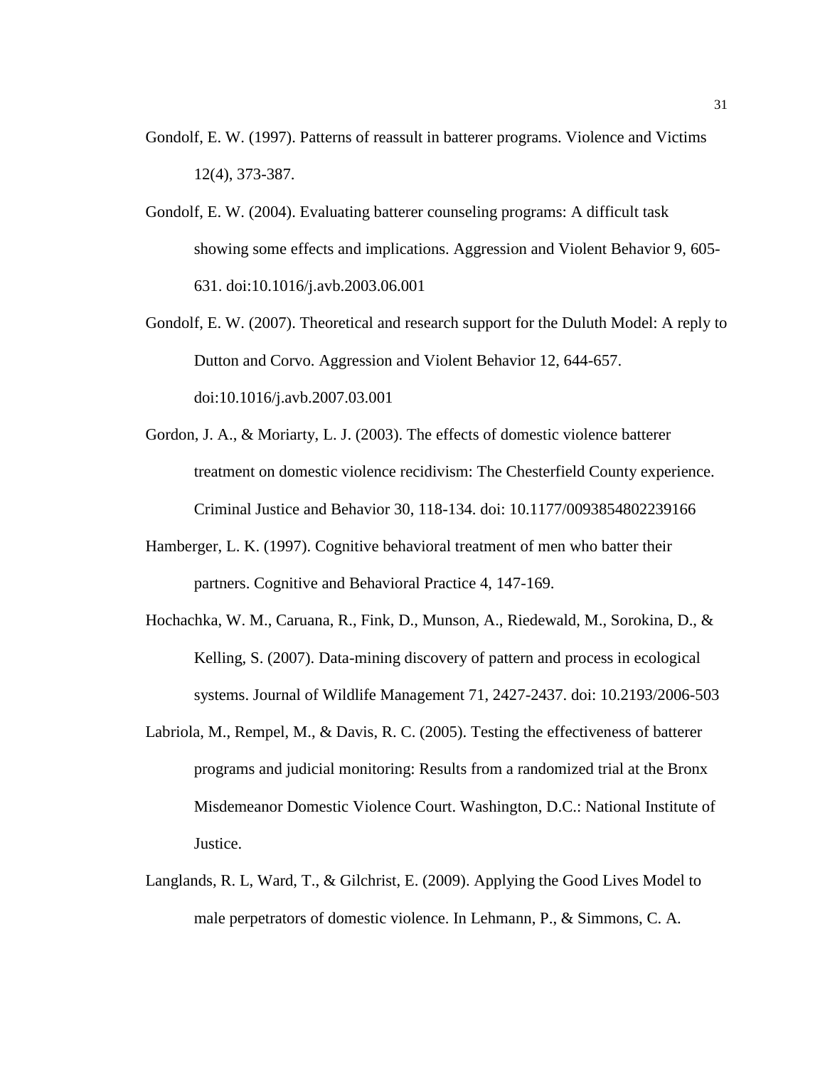Gondolf, E. W. (1997). Patterns of reassult in batterer programs. Violence and Victims 12(4), 373-387.

Gondolf, E. W. (2004). Evaluating batterer counseling programs: A difficult task showing some effects and implications. Aggression and Violent Behavior 9, 605-631. doi:10.1016/j.avb.2003.06.001

Gondolf, E. W. (2007). Theoretical and research support for the Duluth Model: A reply to Dutton and Corvo. Aggression and Violent Behavior 12, 644-657. doi:10.1016/j.avb.2007.03.001

Gordon, J. A., & Moriarty, L. J. (2003). The effects of domestic violence batterer treatment on domestic violence recidivism: The Chesterfield County experience. Criminal Justice and Behavior 30, 118-134. doi: 10.1177/0093854802239166

Hamberger, L. K. (1997). Cognitive behavioral treatment of men who batter their partners. Cognitive and Behavioral Practice 4, 147-169.

Hochachka, W. M., Caruana, R., Fink, D., Munson, A., Riedewald, M., Sorokina, D., & Kelling, S. (2007). Data-mining discovery of pattern and process in ecological systems. Journal of Wildlife Management 71, 2427-2437. doi: 10.2193/2006-503

Labriola, M., Rempel, M., & Davis, R. C. (2005). Testing the effectiveness of batterer programs and judicial monitoring: Results from a randomized trial at the Bronx Misdemeanor Domestic Violence Court. Washington, D.C.: National Institute of Justice.

Langlands, R. L, Ward, T., & Gilchrist, E. (2009). Applying the Good Lives Model to male perpetrators of domestic violence. In Lehmann, P., & Simmons, C. A.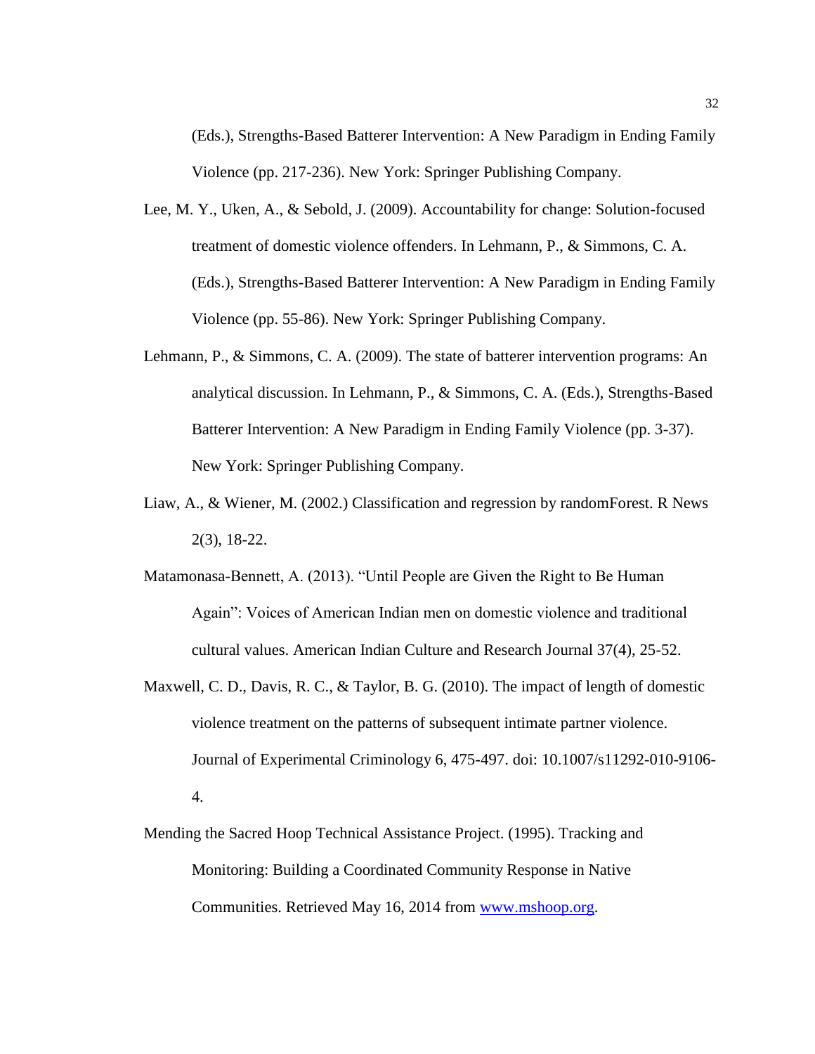(Eds.), Strengths-Based Batterer Intervention: A New Paradigm in Ending Family Violence (pp. 217-236). New York: Springer Publishing Company.

Lee, M. Y., Uken, A., & Sebold, J. (2009). Accountability for change: Solution-focused treatment of domestic violence offenders. In Lehmann, P., & Simmons, C. A. (Eds.), Strengths-Based Batterer Intervention: A New Paradigm in Ending Family Violence (pp. 55-86). New York: Springer Publishing Company.

Lehmann, P., & Simmons, C. A. (2009). The state of batterer intervention programs: An analytical discussion. In Lehmann, P., & Simmons, C. A. (Eds.), Strengths-Based Batterer Intervention: A New Paradigm in Ending Family Violence (pp. 3-37). New York: Springer Publishing Company.

Liaw, A., & Wiener, M. (2002.) Classification and regression by randomForest. R News 2(3), 18-22.

Matamonasa-Bennett, A. (2013). "Until People are Given the Right to Be Human Again": Voices of American Indian men on domestic violence and traditional cultural values. American Indian Culture and Research Journal 37(4), 25-52.

Maxwell, C. D., Davis, R. C., & Taylor, B. G. (2010). The impact of length of domestic violence treatment on the patterns of subsequent intimate partner violence. Journal of Experimental Criminology 6, 475-497. doi: 10.1007/s11292-010-9106-4.

Mending the Sacred Hoop Technical Assistance Project. (1995). Tracking and Monitoring: Building a Coordinated Community Response in Native Communities. Retrieved May 16, 2014 from [www.mshoop.org](http://www.mshoop.org).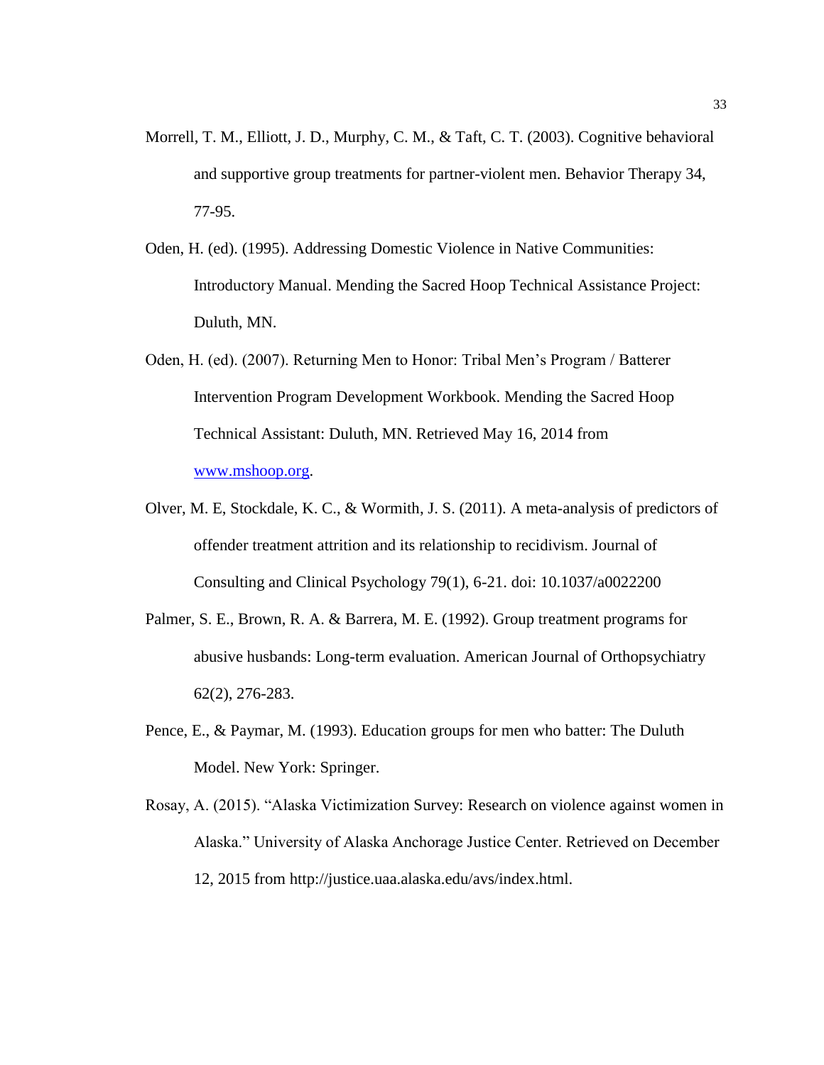Morrell, T. M., Elliott, J. D., Murphy, C. M., & Taft, C. T. (2003). Cognitive behavioral and supportive group treatments for partner-violent men. Behavior Therapy 34, 77-95.

Oden, H. (ed). (1995). Addressing Domestic Violence in Native Communities: Introductory Manual. Mending the Sacred Hoop Technical Assistance Project: Duluth, MN.

Oden, H. (ed). (2007). Returning Men to Honor: Tribal Men's Program / Batterer Intervention Program Development Workbook. Mending the Sacred Hoop Technical Assistant: Duluth, MN. Retrieved May 16, 2014 from [www.mshoop.org](http://www.mshoop.org).

Olver, M. E, Stockdale, K. C., & Wormith, J. S. (2011). A meta-analysis of predictors of offender treatment attrition and its relationship to recidivism. Journal of Consulting and Clinical Psychology 79(1), 6-21. doi: 10.1037/a0022200

Palmer, S. E., Brown, R. A. & Barrera, M. E. (1992). Group treatment programs for abusive husbands: Long-term evaluation. American Journal of Orthopsychiatry 62(2), 276-283.

Pence, E., & Paymar, M. (1993). Education groups for men who batter: The Duluth Model. New York: Springer.

Rosay, A. (2015). "Alaska Victimization Survey: Research on violence against women in Alaska." University of Alaska Anchorage Justice Center. Retrieved on December 12, 2015 from http://justice.uaa.alaska.edu/avs/index.html.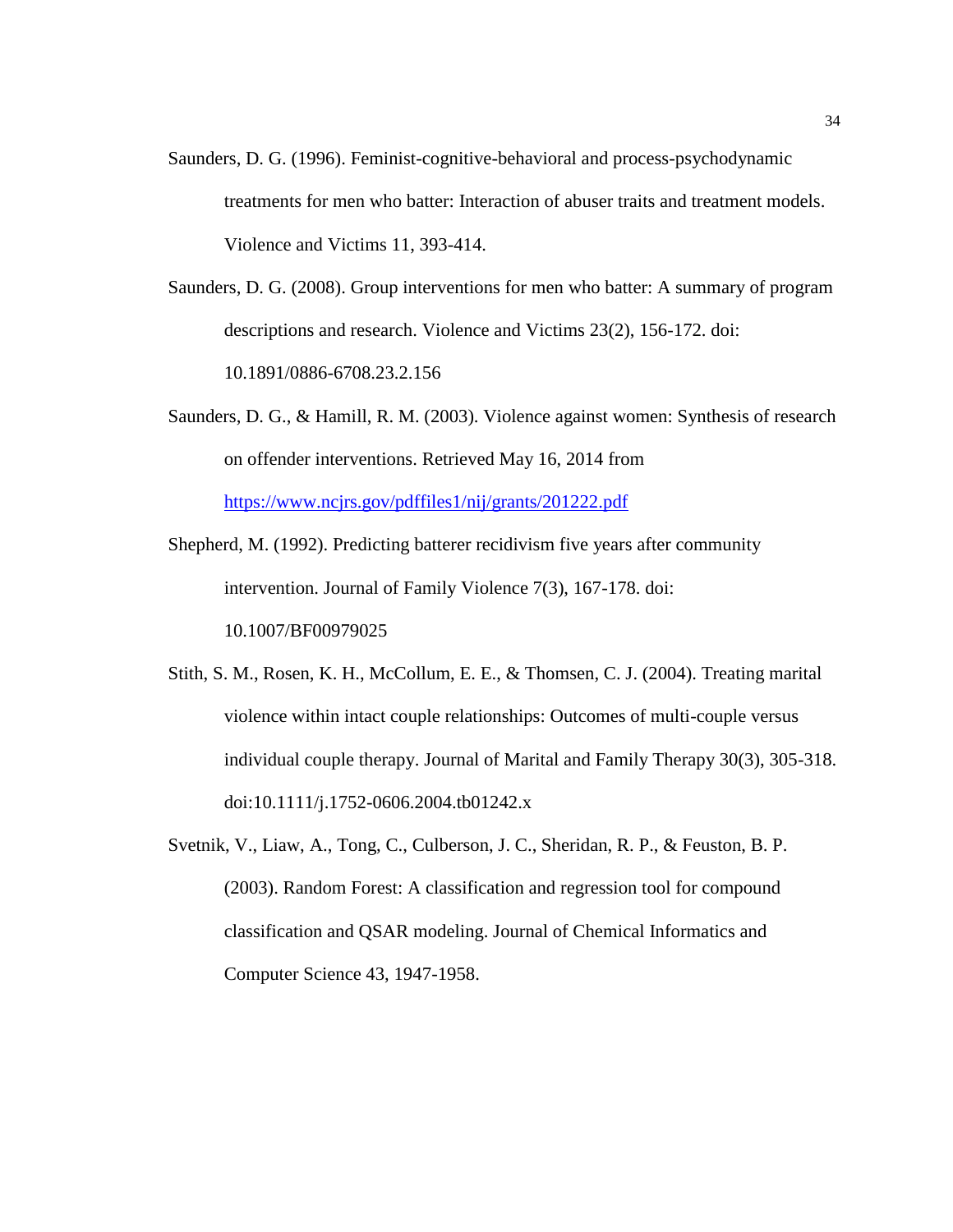Saunders, D. G. (1996). Feminist-cognitive-behavioral and process-psychodynamic treatments for men who batter: Interaction of abuser traits and treatment models. Violence and Victims 11, 393-414.

Saunders, D. G. (2008). Group interventions for men who batter: A summary of program descriptions and research. Violence and Victims 23(2), 156-172. doi: 10.1891/0886-6708.23.2.156

Saunders, D. G., & Hamill, R. M. (2003). Violence against women: Synthesis of research on offender interventions. Retrieved May 16, 2014 from https://www.ncjrs.gov/pdffiles1/nij/grants/201222.pdf

Shepherd, M. (1992). Predicting batterer recidivism five years after community intervention. Journal of Family Violence 7(3), 167-178. doi: 10.1007/BF00979025

Stith, S. M., Rosen, K. H., McCollum, E. E., & Thomsen, C. J. (2004). Treating marital violence within intact couple relationships: Outcomes of multi-couple versus individual couple therapy. Journal of Marital and Family Therapy 30(3), 305-318. doi:10.1111/j.1752-0606.2004.tb01242.x

Svetnik, V., Liaw, A., Tong, C., Culberson, J. C., Sheridan, R. P., & Feuston, B. P. (2003). Random Forest: A classification and regression tool for compound classification and QSAR modeling. Journal of Chemical Informatics and Computer Science 43, 1947-1958.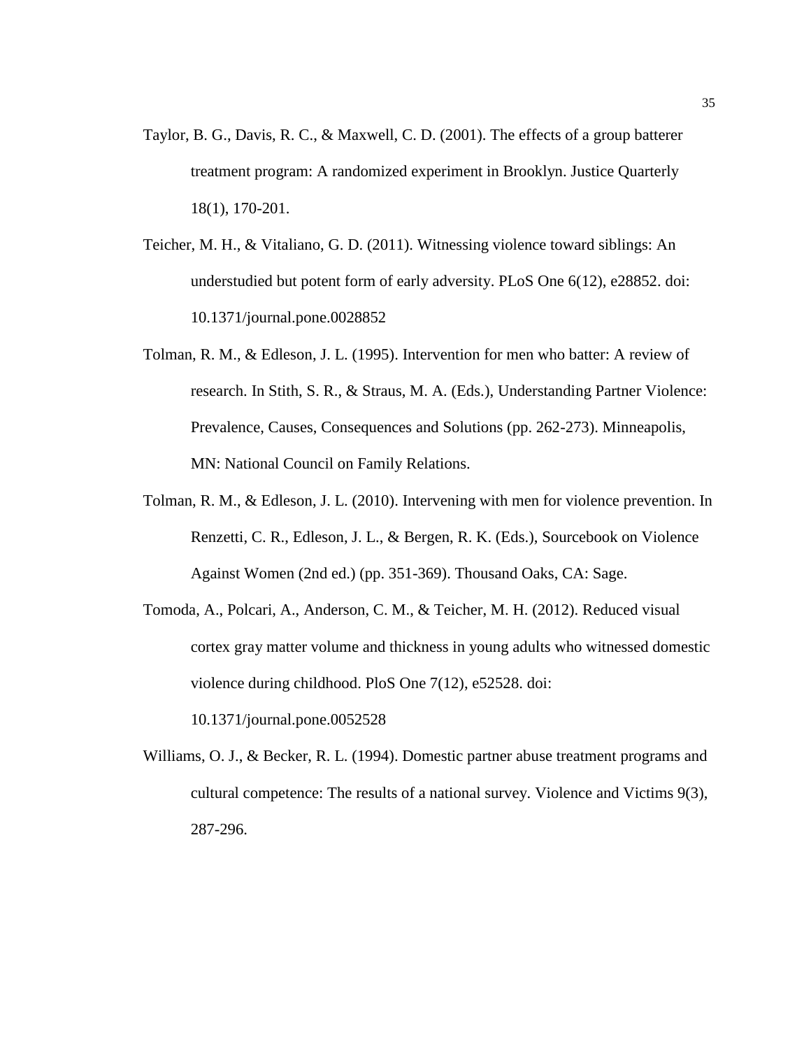Taylor, B. G., Davis, R. C., & Maxwell, C. D. (2001). The effects of a group batterer treatment program: A randomized experiment in Brooklyn. Justice Quarterly 18(1), 170-201.

Teicher, M. H., & Vitaliano, G. D. (2011). Witnessing violence toward siblings: An understudied but potent form of early adversity. PLoS One 6(12), e28852. doi: 10.1371/journal.pone.0028852

Tolman, R. M., & Edleson, J. L. (1995). Intervention for men who batter: A review of research. In Stith, S. R., & Straus, M. A. (Eds.), Understanding Partner Violence: Prevalence, Causes, Consequences and Solutions (pp. 262-273). Minneapolis, MN: National Council on Family Relations.

Tolman, R. M., & Edleson, J. L. (2010). Intervening with men for violence prevention. In Renzetti, C. R., Edleson, J. L., & Bergen, R. K. (Eds.), Sourcebook on Violence Against Women (2nd ed.) (pp. 351-369). Thousand Oaks, CA: Sage.

Tomoda, A., Polcari, A., Anderson, C. M., & Teicher, M. H. (2012). Reduced visual cortex gray matter volume and thickness in young adults who witnessed domestic violence during childhood. PloS One 7(12), e52528. doi: 10.1371/journal.pone.0052528

Williams, O. J., & Becker, R. L. (1994). Domestic partner abuse treatment programs and cultural competence: The results of a national survey. Violence and Victims 9(3), 287-296.